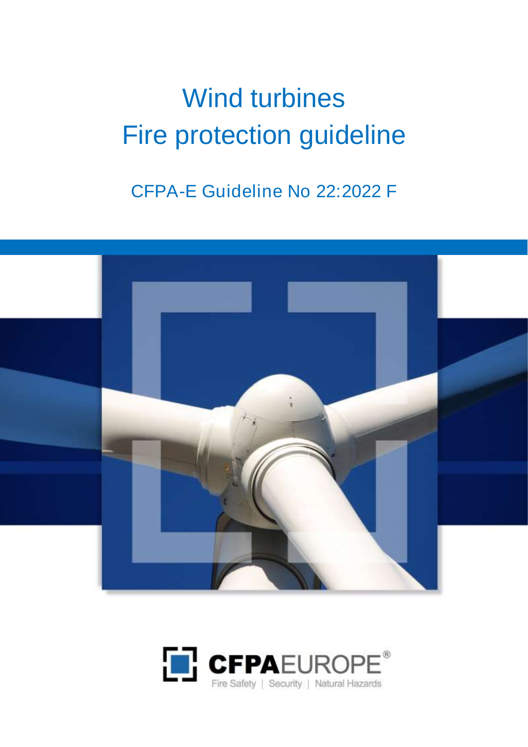# Wind turbines
# Fire protection guideline

CFPA-E Guideline No 22:2022 F

CFPAEUROPE®

Fire Safety | Security | Natural Hazards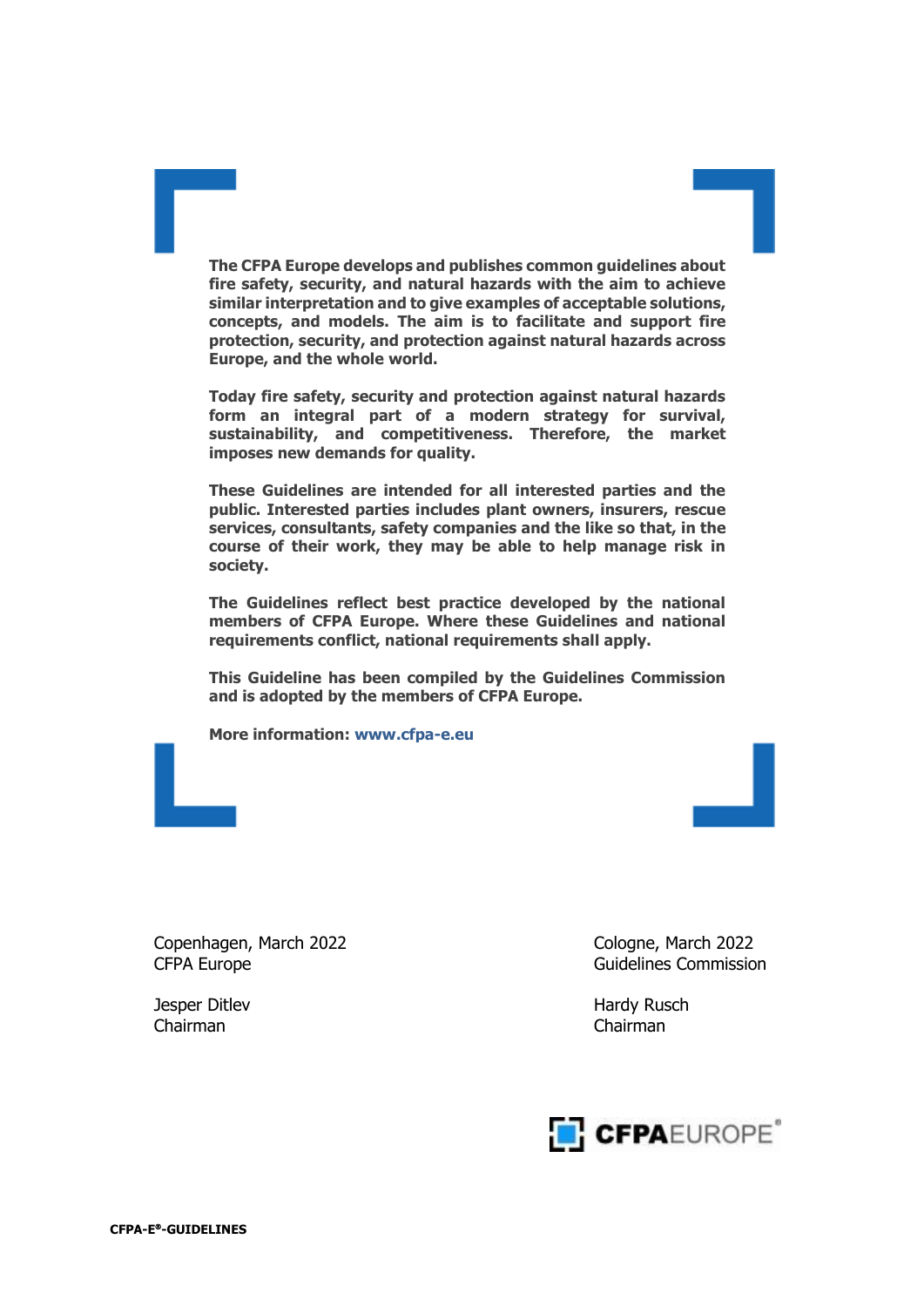**The CFPA Europe develops and publishes common guidelines about fire safety, security, and natural hazards with the aim to achieve similar interpretation and to give examples of acceptable solutions, concepts, and models. The aim is to facilitate and support fire protection, security, and protection against natural hazards across Europe, and the whole world.**

**Today fire safety, security and protection against natural hazards form an integral part of a modern strategy for survival, sustainability, and competitiveness. Therefore, the market imposes new demands for quality.**

**These Guidelines are intended for all interested parties and the public. Interested parties includes plant owners, insurers, rescue services, consultants, safety companies and the like so that, in the course of their work, they may be able to help manage risk in society.**

**The Guidelines reflect best practice developed by the national members of CFPA Europe. Where these Guidelines and national requirements conflict, national requirements shall apply.**

**This Guideline has been compiled by the Guidelines Commission and is adopted by the members of CFPA Europe.**

**More information: www.cfpa-e.eu**

Copenhagen, March 2022
CFPA Europe

Jesper Ditlev
Chairman

Cologne, March 2022
Guidelines Commission

Hardy Rusch
Chairman

CFPA EUROPE®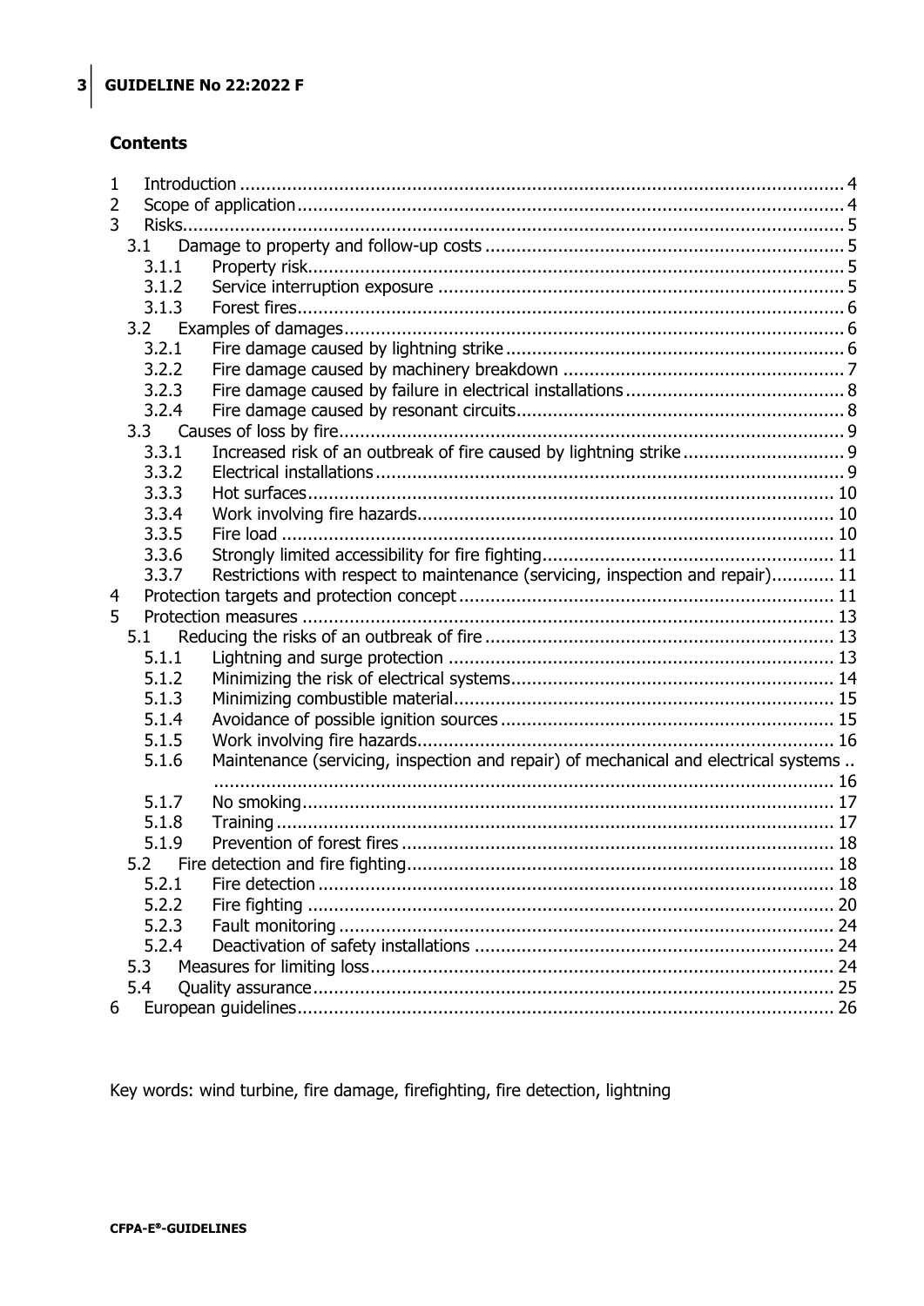**Contents**

1 Introduction .......... 4
2 Scope of application .......... 4
3 Risks .......... 5
  3.1 Damage to property and follow-up costs .......... 5
    3.1.1 Property risk .......... 5
    3.1.2 Service interruption exposure .......... 5
    3.1.3 Forest fires .......... 6
  3.2 Examples of damages .......... 6
    3.2.1 Fire damage caused by lightning strike .......... 6
    3.2.2 Fire damage caused by machinery breakdown .......... 7
    3.2.3 Fire damage caused by failure in electrical installations .......... 8
    3.2.4 Fire damage caused by resonant circuits .......... 8
  3.3 Causes of loss by fire .......... 9
    3.3.1 Increased risk of an outbreak of fire caused by lightning strike .......... 9
    3.3.2 Electrical installations .......... 9
    3.3.3 Hot surfaces .......... 10
    3.3.4 Work involving fire hazards .......... 10
    3.3.5 Fire load .......... 10
    3.3.6 Strongly limited accessibility for fire fighting .......... 11
    3.3.7 Restrictions with respect to maintenance (servicing, inspection and repair) .......... 11
4 Protection targets and protection concept .......... 11
5 Protection measures .......... 13
  5.1 Reducing the risks of an outbreak of fire .......... 13
    5.1.1 Lightning and surge protection .......... 13
    5.1.2 Minimizing the risk of electrical systems .......... 14
    5.1.3 Minimizing combustible material .......... 15
    5.1.4 Avoidance of possible ignition sources .......... 15
    5.1.5 Work involving fire hazards .......... 16
    5.1.6 Maintenance (servicing, inspection and repair) of mechanical and electrical systems .......... 16
    5.1.7 No smoking .......... 17
    5.1.8 Training .......... 17
    5.1.9 Prevention of forest fires .......... 18
  5.2 Fire detection and fire fighting .......... 18
    5.2.1 Fire detection .......... 18
    5.2.2 Fire fighting .......... 20
    5.2.3 Fault monitoring .......... 24
    5.2.4 Deactivation of safety installations .......... 24
  5.3 Measures for limiting loss .......... 24
  5.4 Quality assurance .......... 25
6 European guidelines .......... 26

Key words: wind turbine, fire damage, firefighting, fire detection, lightning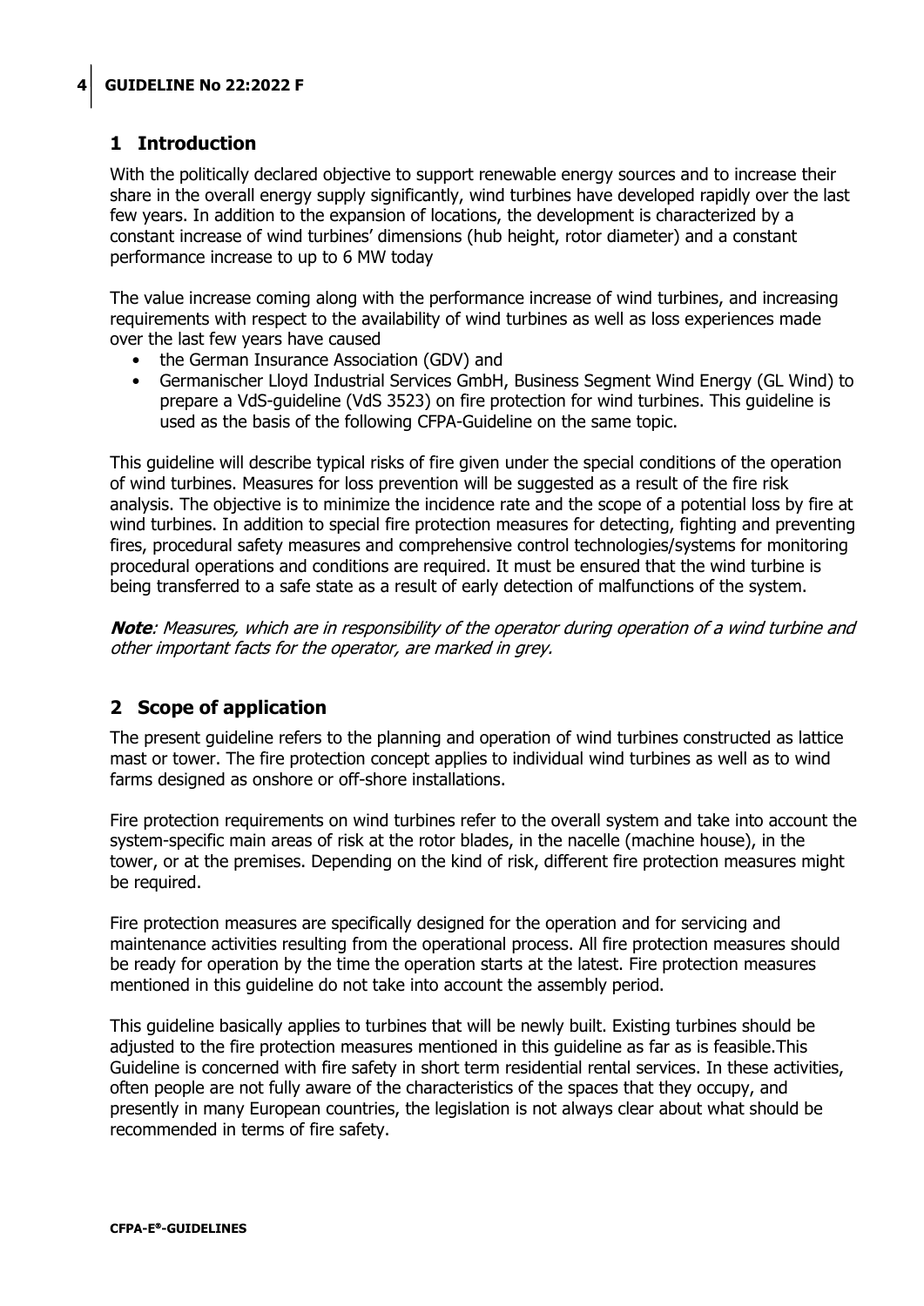## 1 Introduction

With the politically declared objective to support renewable energy sources and to increase their share in the overall energy supply significantly, wind turbines have developed rapidly over the last few years. In addition to the expansion of locations, the development is characterized by a constant increase of wind turbines' dimensions (hub height, rotor diameter) and a constant performance increase to up to 6 MW today

The value increase coming along with the performance increase of wind turbines, and increasing requirements with respect to the availability of wind turbines as well as loss experiences made over the last few years have caused

- the German Insurance Association (GDV) and
- Germanischer Lloyd Industrial Services GmbH, Business Segment Wind Energy (GL Wind) to prepare a VdS-guideline (VdS 3523) on fire protection for wind turbines. This guideline is used as the basis of the following CFPA-Guideline on the same topic.

This guideline will describe typical risks of fire given under the special conditions of the operation of wind turbines. Measures for loss prevention will be suggested as a result of the fire risk analysis. The objective is to minimize the incidence rate and the scope of a potential loss by fire at wind turbines. In addition to special fire protection measures for detecting, fighting and preventing fires, procedural safety measures and comprehensive control technologies/systems for monitoring procedural operations and conditions are required. It must be ensured that the wind turbine is being transferred to a safe state as a result of early detection of malfunctions of the system.

***Note**: Measures, which are in responsibility of the operator during operation of a wind turbine and other important facts for the operator, are marked in grey.*

## 2 Scope of application

The present guideline refers to the planning and operation of wind turbines constructed as lattice mast or tower. The fire protection concept applies to individual wind turbines as well as to wind farms designed as onshore or off-shore installations.

Fire protection requirements on wind turbines refer to the overall system and take into account the system-specific main areas of risk at the rotor blades, in the nacelle (machine house), in the tower, or at the premises. Depending on the kind of risk, different fire protection measures might be required.

Fire protection measures are specifically designed for the operation and for servicing and maintenance activities resulting from the operational process. All fire protection measures should be ready for operation by the time the operation starts at the latest. Fire protection measures mentioned in this guideline do not take into account the assembly period.

This guideline basically applies to turbines that will be newly built. Existing turbines should be adjusted to the fire protection measures mentioned in this guideline as far as is feasible.This Guideline is concerned with fire safety in short term residential rental services. In these activities, often people are not fully aware of the characteristics of the spaces that they occupy, and presently in many European countries, the legislation is not always clear about what should be recommended in terms of fire safety.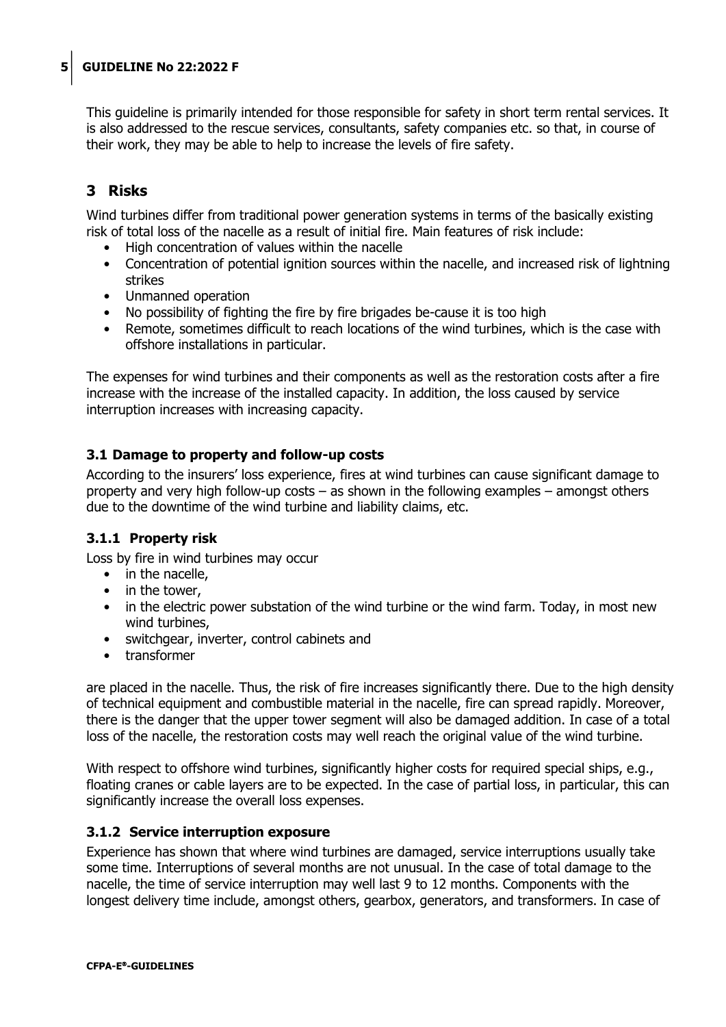This guideline is primarily intended for those responsible for safety in short term rental services. It is also addressed to the rescue services, consultants, safety companies etc. so that, in course of their work, they may be able to help to increase the levels of fire safety.

## 3 Risks

Wind turbines differ from traditional power generation systems in terms of the basically existing risk of total loss of the nacelle as a result of initial fire. Main features of risk include:

- High concentration of values within the nacelle
- Concentration of potential ignition sources within the nacelle, and increased risk of lightning strikes
- Unmanned operation
- No possibility of fighting the fire by fire brigades be-cause it is too high
- Remote, sometimes difficult to reach locations of the wind turbines, which is the case with offshore installations in particular.

The expenses for wind turbines and their components as well as the restoration costs after a fire increase with the increase of the installed capacity. In addition, the loss caused by service interruption increases with increasing capacity.

### 3.1 Damage to property and follow-up costs

According to the insurers' loss experience, fires at wind turbines can cause significant damage to property and very high follow-up costs – as shown in the following examples – amongst others due to the downtime of the wind turbine and liability claims, etc.

#### 3.1.1 Property risk

Loss by fire in wind turbines may occur

- in the nacelle,
- in the tower,
- in the electric power substation of the wind turbine or the wind farm. Today, in most new wind turbines,
- switchgear, inverter, control cabinets and
- transformer

are placed in the nacelle. Thus, the risk of fire increases significantly there. Due to the high density of technical equipment and combustible material in the nacelle, fire can spread rapidly. Moreover, there is the danger that the upper tower segment will also be damaged addition. In case of a total loss of the nacelle, the restoration costs may well reach the original value of the wind turbine.

With respect to offshore wind turbines, significantly higher costs for required special ships, e.g., floating cranes or cable layers are to be expected. In the case of partial loss, in particular, this can significantly increase the overall loss expenses.

#### 3.1.2 Service interruption exposure

Experience has shown that where wind turbines are damaged, service interruptions usually take some time. Interruptions of several months are not unusual. In the case of total damage to the nacelle, the time of service interruption may well last 9 to 12 months. Components with the longest delivery time include, amongst others, gearbox, generators, and transformers. In case of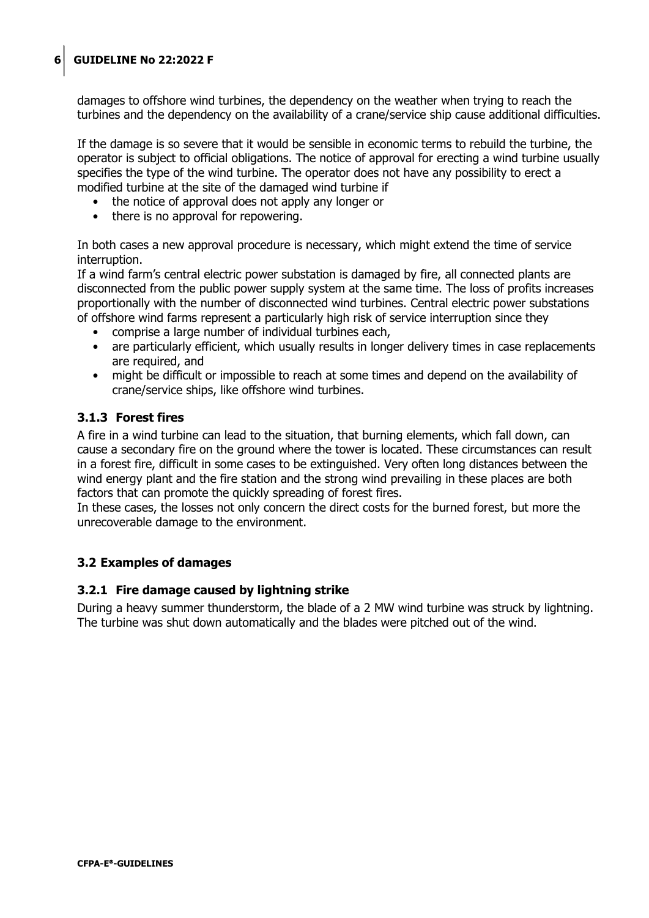damages to offshore wind turbines, the dependency on the weather when trying to reach the turbines and the dependency on the availability of a crane/service ship cause additional difficulties.

If the damage is so severe that it would be sensible in economic terms to rebuild the turbine, the operator is subject to official obligations. The notice of approval for erecting a wind turbine usually specifies the type of the wind turbine. The operator does not have any possibility to erect a modified turbine at the site of the damaged wind turbine if

- the notice of approval does not apply any longer or
- there is no approval for repowering.

In both cases a new approval procedure is necessary, which might extend the time of service interruption.

If a wind farm's central electric power substation is damaged by fire, all connected plants are disconnected from the public power supply system at the same time. The loss of profits increases proportionally with the number of disconnected wind turbines. Central electric power substations of offshore wind farms represent a particularly high risk of service interruption since they

- comprise a large number of individual turbines each,
- are particularly efficient, which usually results in longer delivery times in case replacements are required, and
- might be difficult or impossible to reach at some times and depend on the availability of crane/service ships, like offshore wind turbines.

### 3.1.3 Forest fires

A fire in a wind turbine can lead to the situation, that burning elements, which fall down, can cause a secondary fire on the ground where the tower is located. These circumstances can result in a forest fire, difficult in some cases to be extinguished. Very often long distances between the wind energy plant and the fire station and the strong wind prevailing in these places are both factors that can promote the quickly spreading of forest fires.

In these cases, the losses not only concern the direct costs for the burned forest, but more the unrecoverable damage to the environment.

## 3.2 Examples of damages

### 3.2.1 Fire damage caused by lightning strike

During a heavy summer thunderstorm, the blade of a 2 MW wind turbine was struck by lightning. The turbine was shut down automatically and the blades were pitched out of the wind.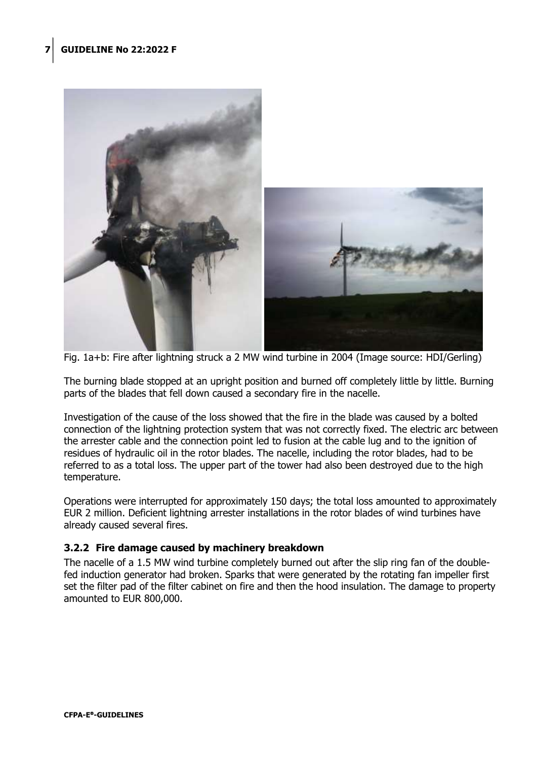Fig. 1a+b: Fire after lightning struck a 2 MW wind turbine in 2004 (Image source: HDI/Gerling)

The burning blade stopped at an upright position and burned off completely little by little. Burning parts of the blades that fell down caused a secondary fire in the nacelle.

Investigation of the cause of the loss showed that the fire in the blade was caused by a bolted connection of the lightning protection system that was not correctly fixed. The electric arc between the arrester cable and the connection point led to fusion at the cable lug and to the ignition of residues of hydraulic oil in the rotor blades. The nacelle, including the rotor blades, had to be referred to as a total loss. The upper part of the tower had also been destroyed due to the high temperature.

Operations were interrupted for approximately 150 days; the total loss amounted to approximately EUR 2 million. Deficient lightning arrester installations in the rotor blades of wind turbines have already caused several fires.

### 3.2.2 Fire damage caused by machinery breakdown

The nacelle of a 1.5 MW wind turbine completely burned out after the slip ring fan of the double-fed induction generator had broken. Sparks that were generated by the rotating fan impeller first set the filter pad of the filter cabinet on fire and then the hood insulation. The damage to property amounted to EUR 800,000.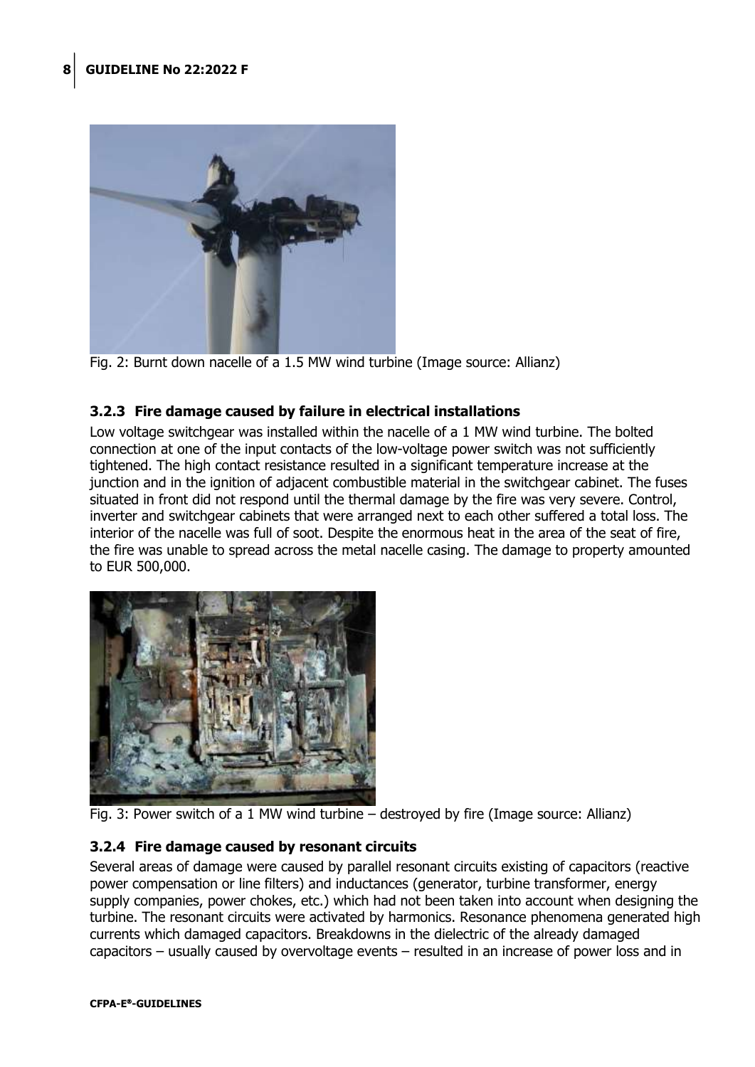Fig. 2: Burnt down nacelle of a 1.5 MW wind turbine (Image source: Allianz)

### 3.2.3 Fire damage caused by failure in electrical installations

Low voltage switchgear was installed within the nacelle of a 1 MW wind turbine. The bolted connection at one of the input contacts of the low-voltage power switch was not sufficiently tightened. The high contact resistance resulted in a significant temperature increase at the junction and in the ignition of adjacent combustible material in the switchgear cabinet. The fuses situated in front did not respond until the thermal damage by the fire was very severe. Control, inverter and switchgear cabinets that were arranged next to each other suffered a total loss. The interior of the nacelle was full of soot. Despite the enormous heat in the area of the seat of fire, the fire was unable to spread across the metal nacelle casing. The damage to property amounted to EUR 500,000.

Fig. 3: Power switch of a 1 MW wind turbine – destroyed by fire (Image source: Allianz)

### 3.2.4 Fire damage caused by resonant circuits

Several areas of damage were caused by parallel resonant circuits existing of capacitors (reactive power compensation or line filters) and inductances (generator, turbine transformer, energy supply companies, power chokes, etc.) which had not been taken into account when designing the turbine. The resonant circuits were activated by harmonics. Resonance phenomena generated high currents which damaged capacitors. Breakdowns in the dielectric of the already damaged capacitors – usually caused by overvoltage events – resulted in an increase of power loss and in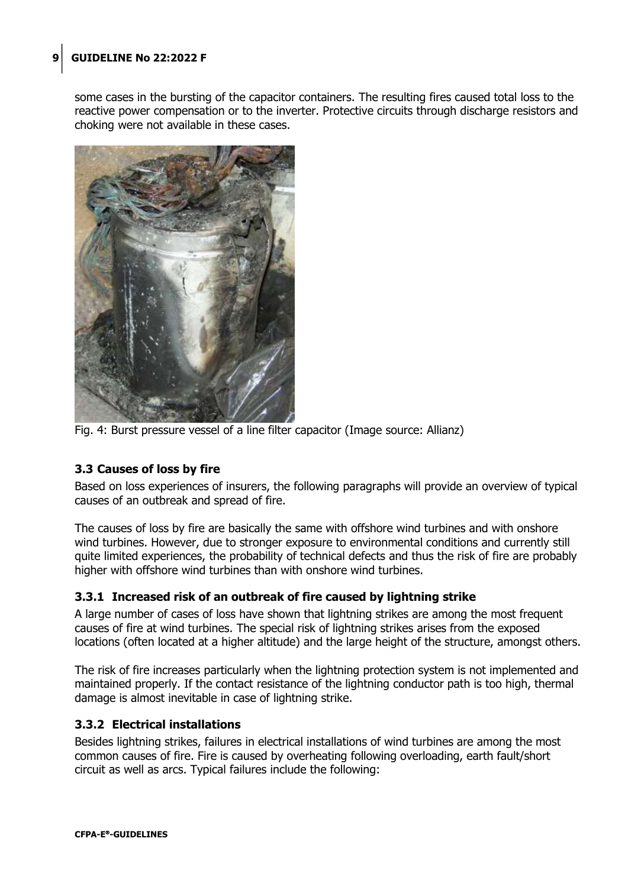some cases in the bursting of the capacitor containers. The resulting fires caused total loss to the reactive power compensation or to the inverter. Protective circuits through discharge resistors and choking were not available in these cases.

Fig. 4: Burst pressure vessel of a line filter capacitor (Image source: Allianz)

### 3.3 Causes of loss by fire

Based on loss experiences of insurers, the following paragraphs will provide an overview of typical causes of an outbreak and spread of fire.

The causes of loss by fire are basically the same with offshore wind turbines and with onshore wind turbines. However, due to stronger exposure to environmental conditions and currently still quite limited experiences, the probability of technical defects and thus the risk of fire are probably higher with offshore wind turbines than with onshore wind turbines.

#### 3.3.1 Increased risk of an outbreak of fire caused by lightning strike

A large number of cases of loss have shown that lightning strikes are among the most frequent causes of fire at wind turbines. The special risk of lightning strikes arises from the exposed locations (often located at a higher altitude) and the large height of the structure, amongst others.

The risk of fire increases particularly when the lightning protection system is not implemented and maintained properly. If the contact resistance of the lightning conductor path is too high, thermal damage is almost inevitable in case of lightning strike.

#### 3.3.2 Electrical installations

Besides lightning strikes, failures in electrical installations of wind turbines are among the most common causes of fire. Fire is caused by overheating following overloading, earth fault/short circuit as well as arcs. Typical failures include the following: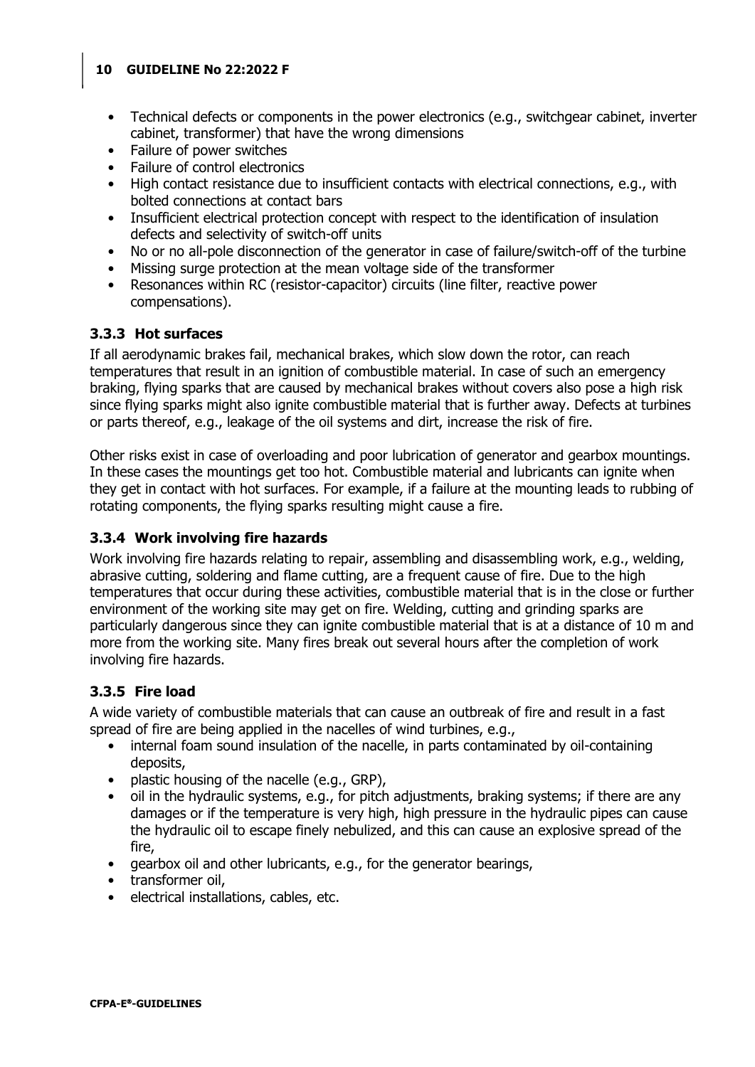- Technical defects or components in the power electronics (e.g., switchgear cabinet, inverter cabinet, transformer) that have the wrong dimensions
- Failure of power switches
- Failure of control electronics
- High contact resistance due to insufficient contacts with electrical connections, e.g., with bolted connections at contact bars
- Insufficient electrical protection concept with respect to the identification of insulation defects and selectivity of switch-off units
- No or no all-pole disconnection of the generator in case of failure/switch-off of the turbine
- Missing surge protection at the mean voltage side of the transformer
- Resonances within RC (resistor-capacitor) circuits (line filter, reactive power compensations).

### 3.3.3 Hot surfaces

If all aerodynamic brakes fail, mechanical brakes, which slow down the rotor, can reach temperatures that result in an ignition of combustible material. In case of such an emergency braking, flying sparks that are caused by mechanical brakes without covers also pose a high risk since flying sparks might also ignite combustible material that is further away. Defects at turbines or parts thereof, e.g., leakage of the oil systems and dirt, increase the risk of fire.

Other risks exist in case of overloading and poor lubrication of generator and gearbox mountings. In these cases the mountings get too hot. Combustible material and lubricants can ignite when they get in contact with hot surfaces. For example, if a failure at the mounting leads to rubbing of rotating components, the flying sparks resulting might cause a fire.

### 3.3.4 Work involving fire hazards

Work involving fire hazards relating to repair, assembling and disassembling work, e.g., welding, abrasive cutting, soldering and flame cutting, are a frequent cause of fire. Due to the high temperatures that occur during these activities, combustible material that is in the close or further environment of the working site may get on fire. Welding, cutting and grinding sparks are particularly dangerous since they can ignite combustible material that is at a distance of 10 m and more from the working site. Many fires break out several hours after the completion of work involving fire hazards.

### 3.3.5 Fire load

A wide variety of combustible materials that can cause an outbreak of fire and result in a fast spread of fire are being applied in the nacelles of wind turbines, e.g.,

- internal foam sound insulation of the nacelle, in parts contaminated by oil-containing deposits,
- plastic housing of the nacelle (e.g., GRP),
- oil in the hydraulic systems, e.g., for pitch adjustments, braking systems; if there are any damages or if the temperature is very high, high pressure in the hydraulic pipes can cause the hydraulic oil to escape finely nebulized, and this can cause an explosive spread of the fire,
- gearbox oil and other lubricants, e.g., for the generator bearings,
- transformer oil,
- electrical installations, cables, etc.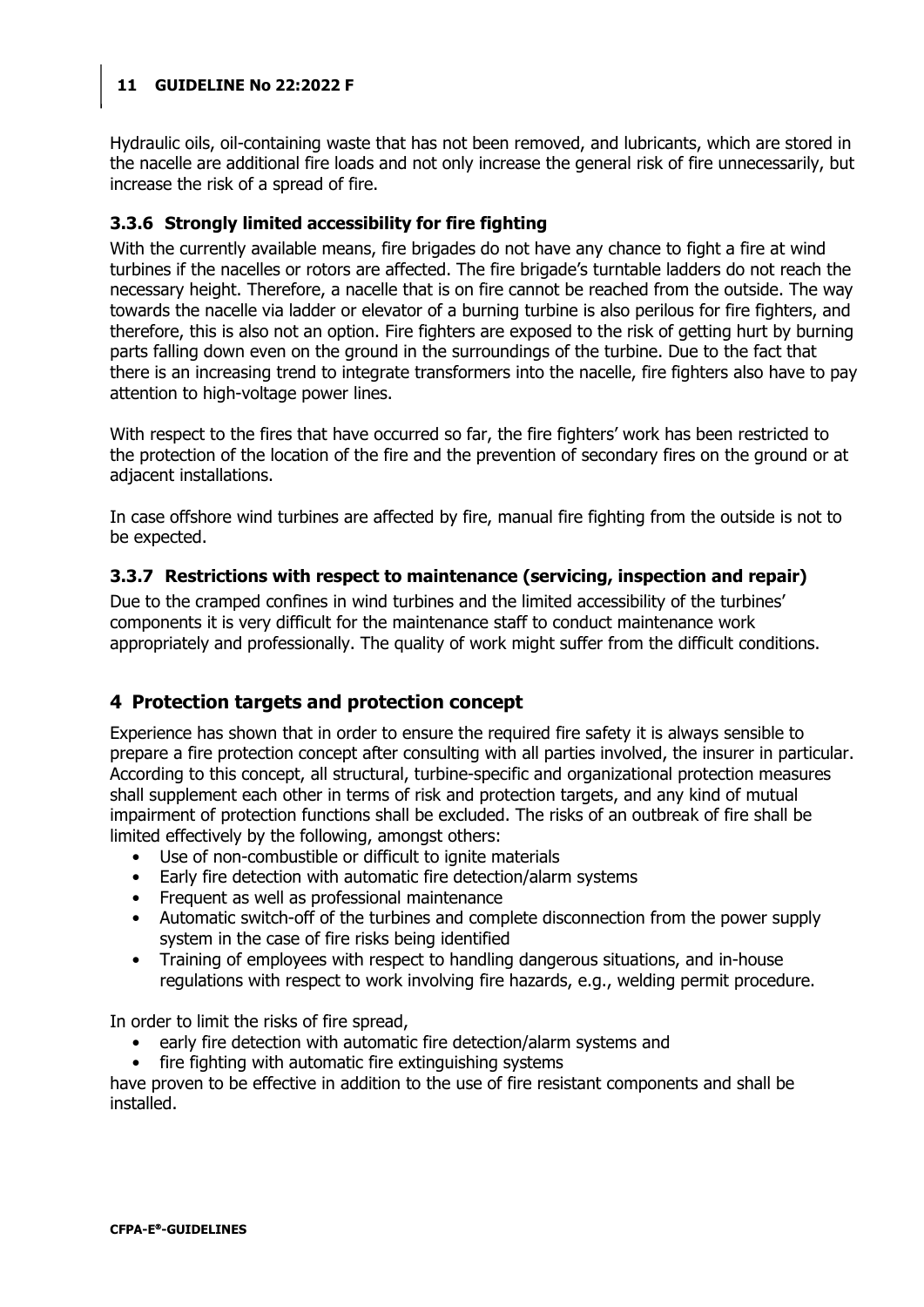Hydraulic oils, oil-containing waste that has not been removed, and lubricants, which are stored in the nacelle are additional fire loads and not only increase the general risk of fire unnecessarily, but increase the risk of a spread of fire.

### 3.3.6 Strongly limited accessibility for fire fighting

With the currently available means, fire brigades do not have any chance to fight a fire at wind turbines if the nacelles or rotors are affected. The fire brigade's turntable ladders do not reach the necessary height. Therefore, a nacelle that is on fire cannot be reached from the outside. The way towards the nacelle via ladder or elevator of a burning turbine is also perilous for fire fighters, and therefore, this is also not an option. Fire fighters are exposed to the risk of getting hurt by burning parts falling down even on the ground in the surroundings of the turbine. Due to the fact that there is an increasing trend to integrate transformers into the nacelle, fire fighters also have to pay attention to high-voltage power lines.

With respect to the fires that have occurred so far, the fire fighters' work has been restricted to the protection of the location of the fire and the prevention of secondary fires on the ground or at adjacent installations.

In case offshore wind turbines are affected by fire, manual fire fighting from the outside is not to be expected.

### 3.3.7 Restrictions with respect to maintenance (servicing, inspection and repair)

Due to the cramped confines in wind turbines and the limited accessibility of the turbines' components it is very difficult for the maintenance staff to conduct maintenance work appropriately and professionally. The quality of work might suffer from the difficult conditions.

## 4 Protection targets and protection concept

Experience has shown that in order to ensure the required fire safety it is always sensible to prepare a fire protection concept after consulting with all parties involved, the insurer in particular. According to this concept, all structural, turbine-specific and organizational protection measures shall supplement each other in terms of risk and protection targets, and any kind of mutual impairment of protection functions shall be excluded. The risks of an outbreak of fire shall be limited effectively by the following, amongst others:

- Use of non-combustible or difficult to ignite materials
- Early fire detection with automatic fire detection/alarm systems
- Frequent as well as professional maintenance
- Automatic switch-off of the turbines and complete disconnection from the power supply system in the case of fire risks being identified
- Training of employees with respect to handling dangerous situations, and in-house regulations with respect to work involving fire hazards, e.g., welding permit procedure.

In order to limit the risks of fire spread,

- early fire detection with automatic fire detection/alarm systems and
- fire fighting with automatic fire extinguishing systems

have proven to be effective in addition to the use of fire resistant components and shall be installed.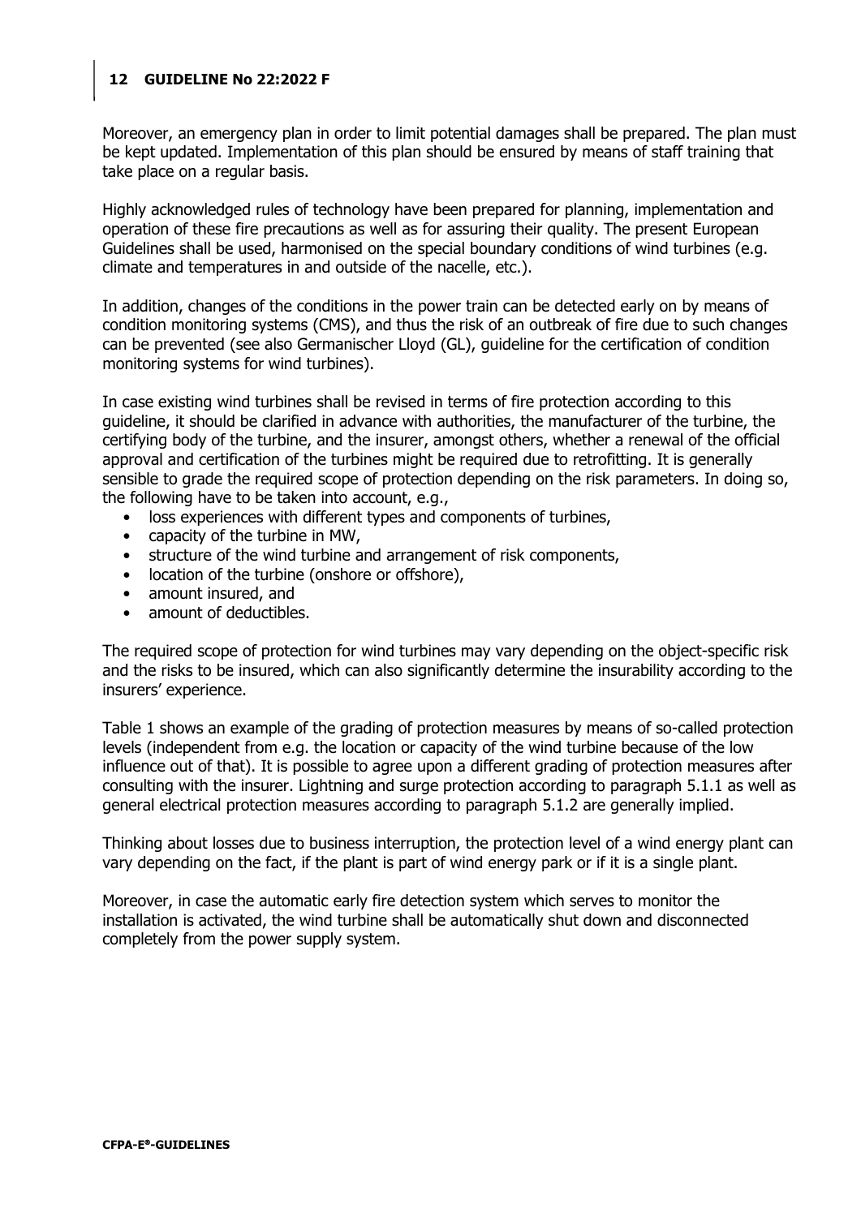Moreover, an emergency plan in order to limit potential damages shall be prepared. The plan must be kept updated. Implementation of this plan should be ensured by means of staff training that take place on a regular basis.

Highly acknowledged rules of technology have been prepared for planning, implementation and operation of these fire precautions as well as for assuring their quality. The present European Guidelines shall be used, harmonised on the special boundary conditions of wind turbines (e.g. climate and temperatures in and outside of the nacelle, etc.).

In addition, changes of the conditions in the power train can be detected early on by means of condition monitoring systems (CMS), and thus the risk of an outbreak of fire due to such changes can be prevented (see also Germanischer Lloyd (GL), guideline for the certification of condition monitoring systems for wind turbines).

In case existing wind turbines shall be revised in terms of fire protection according to this guideline, it should be clarified in advance with authorities, the manufacturer of the turbine, the certifying body of the turbine, and the insurer, amongst others, whether a renewal of the official approval and certification of the turbines might be required due to retrofitting. It is generally sensible to grade the required scope of protection depending on the risk parameters. In doing so, the following have to be taken into account, e.g.,

- loss experiences with different types and components of turbines,
- capacity of the turbine in MW,
- structure of the wind turbine and arrangement of risk components,
- location of the turbine (onshore or offshore),
- amount insured, and
- amount of deductibles.

The required scope of protection for wind turbines may vary depending on the object-specific risk and the risks to be insured, which can also significantly determine the insurability according to the insurers' experience.

Table 1 shows an example of the grading of protection measures by means of so-called protection levels (independent from e.g. the location or capacity of the wind turbine because of the low influence out of that). It is possible to agree upon a different grading of protection measures after consulting with the insurer. Lightning and surge protection according to paragraph 5.1.1 as well as general electrical protection measures according to paragraph 5.1.2 are generally implied.

Thinking about losses due to business interruption, the protection level of a wind energy plant can vary depending on the fact, if the plant is part of wind energy park or if it is a single plant.

Moreover, in case the automatic early fire detection system which serves to monitor the installation is activated, the wind turbine shall be automatically shut down and disconnected completely from the power supply system.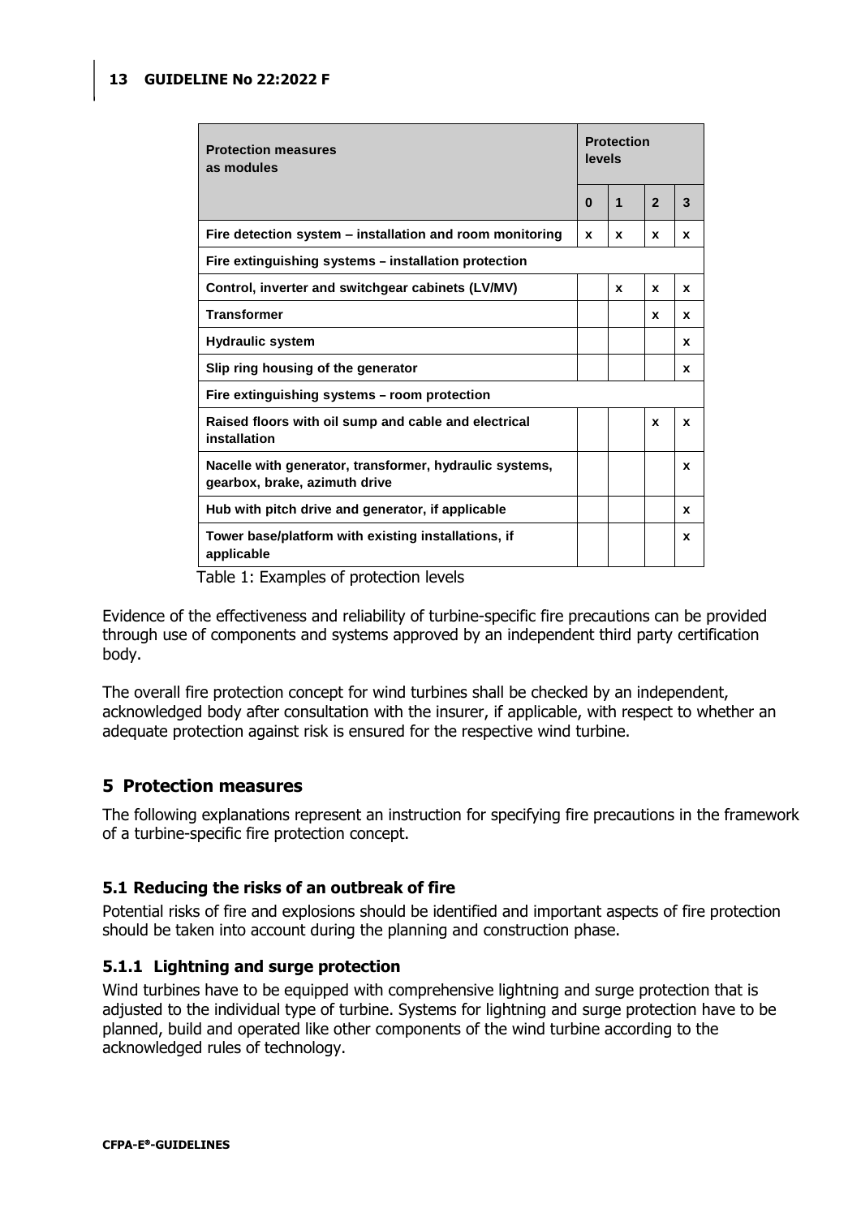| Protection measures as modules | Protection levels | | | |
|---|---|---|---|---|
| | **0** | **1** | **2** | **3** |
| **Fire detection system – installation and room monitoring** | x | x | x | x |
| **Fire extinguishing systems – installation protection** | | | | |
| **Control, inverter and switchgear cabinets (LV/MV)** | | x | x | x |
| **Transformer** | | | x | x |
| **Hydraulic system** | | | | x |
| **Slip ring housing of the generator** | | | | x |
| **Fire extinguishing systems – room protection** | | | | |
| **Raised floors with oil sump and cable and electrical installation** | | | x | x |
| **Nacelle with generator, transformer, hydraulic systems, gearbox, brake, azimuth drive** | | | | x |
| **Hub with pitch drive and generator, if applicable** | | | | x |
| **Tower base/platform with existing installations, if applicable** | | | | x |

Table 1: Examples of protection levels

Evidence of the effectiveness and reliability of turbine-specific fire precautions can be provided through use of components and systems approved by an independent third party certification body.

The overall fire protection concept for wind turbines shall be checked by an independent, acknowledged body after consultation with the insurer, if applicable, with respect to whether an adequate protection against risk is ensured for the respective wind turbine.

## 5 Protection measures

The following explanations represent an instruction for specifying fire precautions in the framework of a turbine-specific fire protection concept.

### 5.1 Reducing the risks of an outbreak of fire

Potential risks of fire and explosions should be identified and important aspects of fire protection should be taken into account during the planning and construction phase.

#### 5.1.1 Lightning and surge protection

Wind turbines have to be equipped with comprehensive lightning and surge protection that is adjusted to the individual type of turbine. Systems for lightning and surge protection have to be planned, build and operated like other components of the wind turbine according to the acknowledged rules of technology.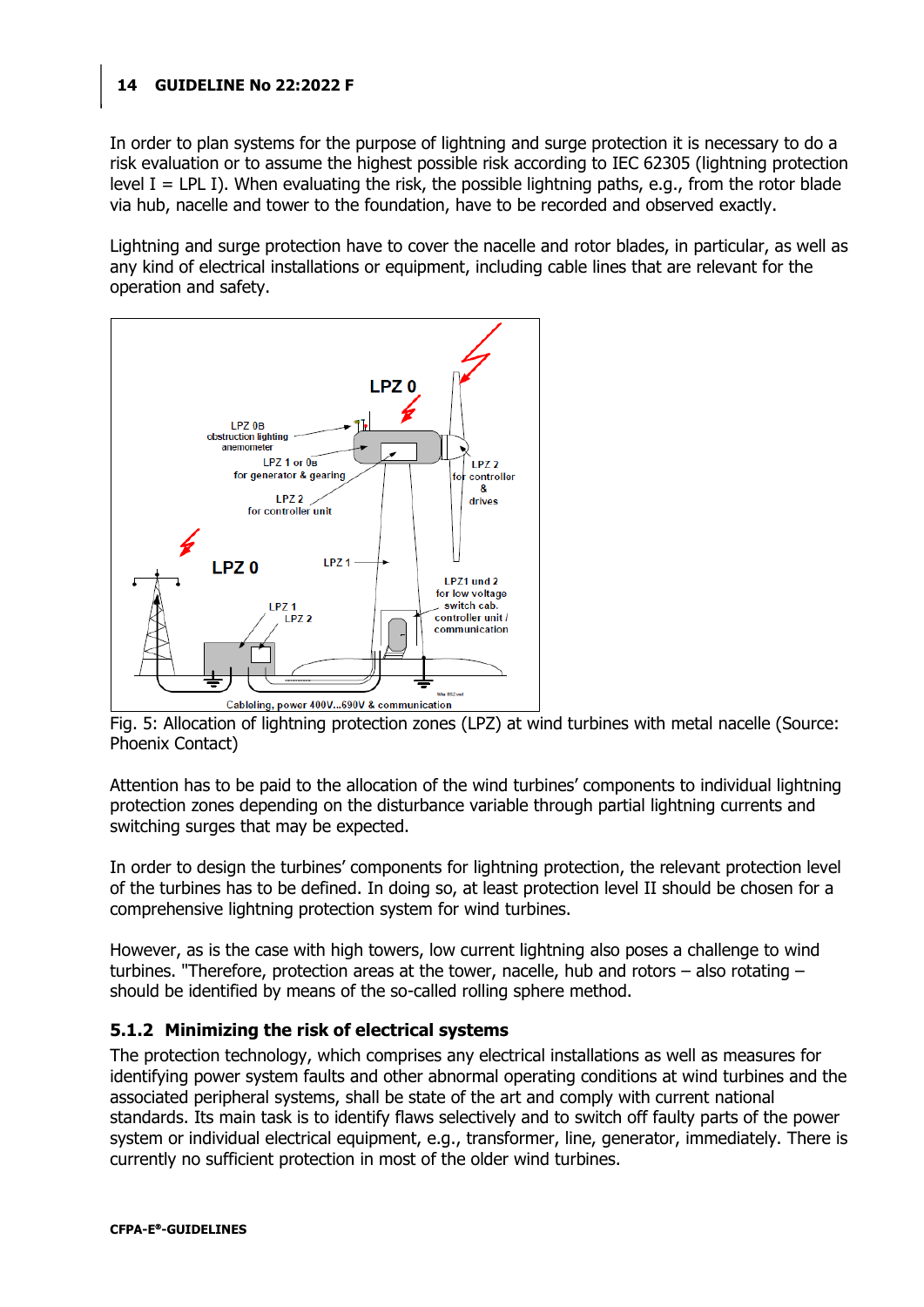In order to plan systems for the purpose of lightning and surge protection it is necessary to do a risk evaluation or to assume the highest possible risk according to IEC 62305 (lightning protection level I = LPL I). When evaluating the risk, the possible lightning paths, e.g., from the rotor blade via hub, nacelle and tower to the foundation, have to be recorded and observed exactly.

Lightning and surge protection have to cover the nacelle and rotor blades, in particular, as well as any kind of electrical installations or equipment, including cable lines that are relevant for the operation and safety.

Fig. 5: Allocation of lightning protection zones (LPZ) at wind turbines with metal nacelle (Source: Phoenix Contact)

Attention has to be paid to the allocation of the wind turbines' components to individual lightning protection zones depending on the disturbance variable through partial lightning currents and switching surges that may be expected.

In order to design the turbines' components for lightning protection, the relevant protection level of the turbines has to be defined. In doing so, at least protection level II should be chosen for a comprehensive lightning protection system for wind turbines.

However, as is the case with high towers, low current lightning also poses a challenge to wind turbines. "Therefore, protection areas at the tower, nacelle, hub and rotors – also rotating – should be identified by means of the so-called rolling sphere method.

### 5.1.2 Minimizing the risk of electrical systems

The protection technology, which comprises any electrical installations as well as measures for identifying power system faults and other abnormal operating conditions at wind turbines and the associated peripheral systems, shall be state of the art and comply with current national standards. Its main task is to identify flaws selectively and to switch off faulty parts of the power system or individual electrical equipment, e.g., transformer, line, generator, immediately. There is currently no sufficient protection in most of the older wind turbines.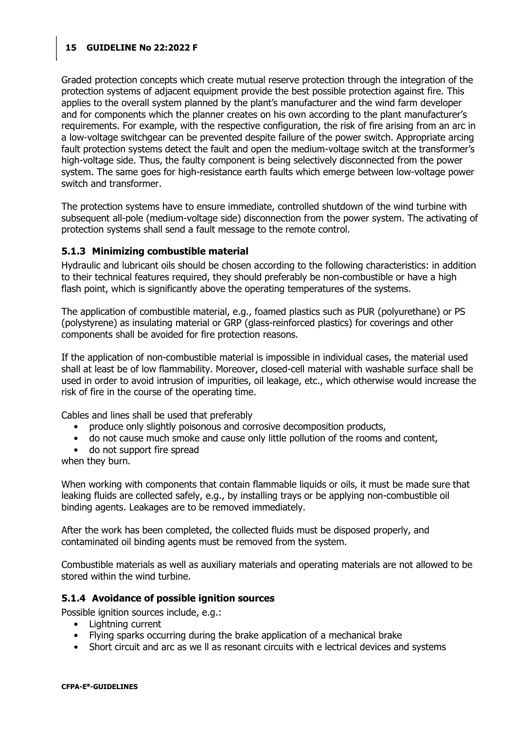Graded protection concepts which create mutual reserve protection through the integration of the protection systems of adjacent equipment provide the best possible protection against fire. This applies to the overall system planned by the plant's manufacturer and the wind farm developer and for components which the planner creates on his own according to the plant manufacturer's requirements. For example, with the respective configuration, the risk of fire arising from an arc in a low-voltage switchgear can be prevented despite failure of the power switch. Appropriate arcing fault protection systems detect the fault and open the medium-voltage switch at the transformer's high-voltage side. Thus, the faulty component is being selectively disconnected from the power system. The same goes for high-resistance earth faults which emerge between low-voltage power switch and transformer.

The protection systems have to ensure immediate, controlled shutdown of the wind turbine with subsequent all-pole (medium-voltage side) disconnection from the power system. The activating of protection systems shall send a fault message to the remote control.

### 5.1.3 Minimizing combustible material

Hydraulic and lubricant oils should be chosen according to the following characteristics: in addition to their technical features required, they should preferably be non-combustible or have a high flash point, which is significantly above the operating temperatures of the systems.

The application of combustible material, e.g., foamed plastics such as PUR (polyurethane) or PS (polystyrene) as insulating material or GRP (glass-reinforced plastics) for coverings and other components shall be avoided for fire protection reasons.

If the application of non-combustible material is impossible in individual cases, the material used shall at least be of low flammability. Moreover, closed-cell material with washable surface shall be used in order to avoid intrusion of impurities, oil leakage, etc., which otherwise would increase the risk of fire in the course of the operating time.

Cables and lines shall be used that preferably

- produce only slightly poisonous and corrosive decomposition products,
- do not cause much smoke and cause only little pollution of the rooms and content,
- do not support fire spread

when they burn.

When working with components that contain flammable liquids or oils, it must be made sure that leaking fluids are collected safely, e.g., by installing trays or be applying non-combustible oil binding agents. Leakages are to be removed immediately.

After the work has been completed, the collected fluids must be disposed properly, and contaminated oil binding agents must be removed from the system.

Combustible materials as well as auxiliary materials and operating materials are not allowed to be stored within the wind turbine.

### 5.1.4 Avoidance of possible ignition sources

Possible ignition sources include, e.g.:

- Lightning current
- Flying sparks occurring during the brake application of a mechanical brake
- Short circuit and arc as we ll as resonant circuits with e lectrical devices and systems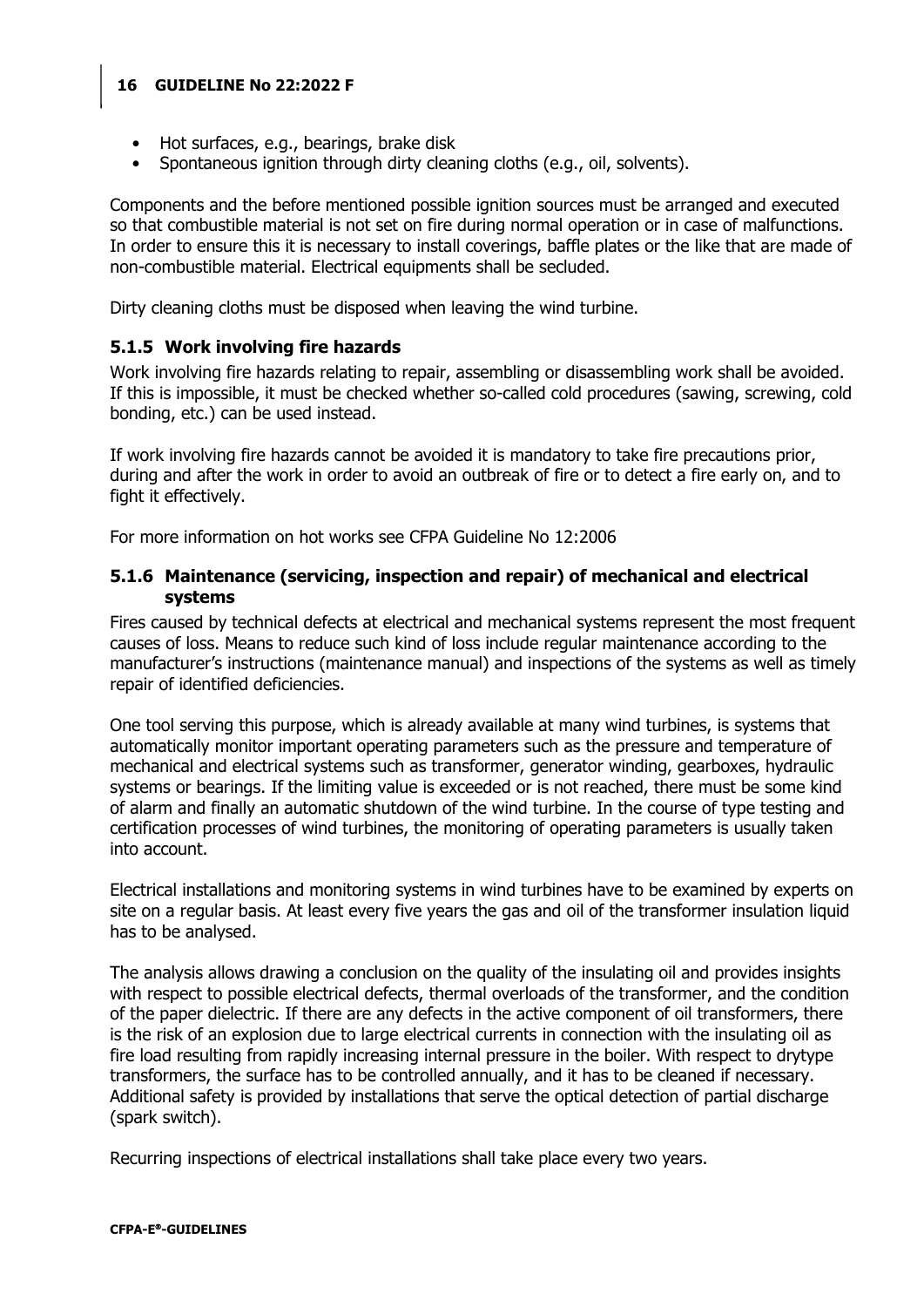- Hot surfaces, e.g., bearings, brake disk
- Spontaneous ignition through dirty cleaning cloths (e.g., oil, solvents).

Components and the before mentioned possible ignition sources must be arranged and executed so that combustible material is not set on fire during normal operation or in case of malfunctions. In order to ensure this it is necessary to install coverings, baffle plates or the like that are made of non-combustible material. Electrical equipments shall be secluded.

Dirty cleaning cloths must be disposed when leaving the wind turbine.

### 5.1.5 Work involving fire hazards

Work involving fire hazards relating to repair, assembling or disassembling work shall be avoided. If this is impossible, it must be checked whether so-called cold procedures (sawing, screwing, cold bonding, etc.) can be used instead.

If work involving fire hazards cannot be avoided it is mandatory to take fire precautions prior, during and after the work in order to avoid an outbreak of fire or to detect a fire early on, and to fight it effectively.

For more information on hot works see CFPA Guideline No 12:2006

### 5.1.6 Maintenance (servicing, inspection and repair) of mechanical and electrical systems

Fires caused by technical defects at electrical and mechanical systems represent the most frequent causes of loss. Means to reduce such kind of loss include regular maintenance according to the manufacturer's instructions (maintenance manual) and inspections of the systems as well as timely repair of identified deficiencies.

One tool serving this purpose, which is already available at many wind turbines, is systems that automatically monitor important operating parameters such as the pressure and temperature of mechanical and electrical systems such as transformer, generator winding, gearboxes, hydraulic systems or bearings. If the limiting value is exceeded or is not reached, there must be some kind of alarm and finally an automatic shutdown of the wind turbine. In the course of type testing and certification processes of wind turbines, the monitoring of operating parameters is usually taken into account.

Electrical installations and monitoring systems in wind turbines have to be examined by experts on site on a regular basis. At least every five years the gas and oil of the transformer insulation liquid has to be analysed.

The analysis allows drawing a conclusion on the quality of the insulating oil and provides insights with respect to possible electrical defects, thermal overloads of the transformer, and the condition of the paper dielectric. If there are any defects in the active component of oil transformers, there is the risk of an explosion due to large electrical currents in connection with the insulating oil as fire load resulting from rapidly increasing internal pressure in the boiler. With respect to drytype transformers, the surface has to be controlled annually, and it has to be cleaned if necessary. Additional safety is provided by installations that serve the optical detection of partial discharge (spark switch).

Recurring inspections of electrical installations shall take place every two years.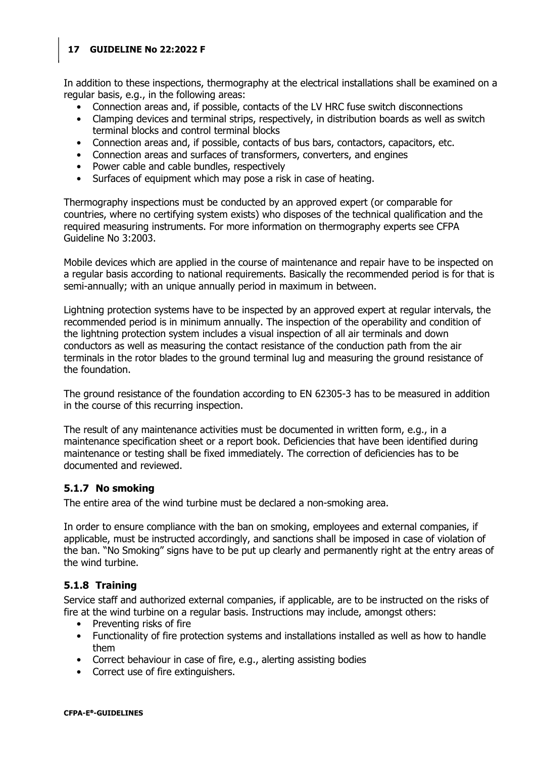In addition to these inspections, thermography at the electrical installations shall be examined on a regular basis, e.g., in the following areas:

- Connection areas and, if possible, contacts of the LV HRC fuse switch disconnections
- Clamping devices and terminal strips, respectively, in distribution boards as well as switch terminal blocks and control terminal blocks
- Connection areas and, if possible, contacts of bus bars, contactors, capacitors, etc.
- Connection areas and surfaces of transformers, converters, and engines
- Power cable and cable bundles, respectively
- Surfaces of equipment which may pose a risk in case of heating.

Thermography inspections must be conducted by an approved expert (or comparable for countries, where no certifying system exists) who disposes of the technical qualification and the required measuring instruments. For more information on thermography experts see CFPA Guideline No 3:2003.

Mobile devices which are applied in the course of maintenance and repair have to be inspected on a regular basis according to national requirements. Basically the recommended period is for that is semi-annually; with an unique annually period in maximum in between.

Lightning protection systems have to be inspected by an approved expert at regular intervals, the recommended period is in minimum annually. The inspection of the operability and condition of the lightning protection system includes a visual inspection of all air terminals and down conductors as well as measuring the contact resistance of the conduction path from the air terminals in the rotor blades to the ground terminal lug and measuring the ground resistance of the foundation.

The ground resistance of the foundation according to EN 62305-3 has to be measured in addition in the course of this recurring inspection.

The result of any maintenance activities must be documented in written form, e.g., in a maintenance specification sheet or a report book. Deficiencies that have been identified during maintenance or testing shall be fixed immediately. The correction of deficiencies has to be documented and reviewed.

### 5.1.7 No smoking

The entire area of the wind turbine must be declared a non-smoking area.

In order to ensure compliance with the ban on smoking, employees and external companies, if applicable, must be instructed accordingly, and sanctions shall be imposed in case of violation of the ban. "No Smoking" signs have to be put up clearly and permanently right at the entry areas of the wind turbine.

### 5.1.8 Training

Service staff and authorized external companies, if applicable, are to be instructed on the risks of fire at the wind turbine on a regular basis. Instructions may include, amongst others:

- Preventing risks of fire
- Functionality of fire protection systems and installations installed as well as how to handle them
- Correct behaviour in case of fire, e.g., alerting assisting bodies
- Correct use of fire extinguishers.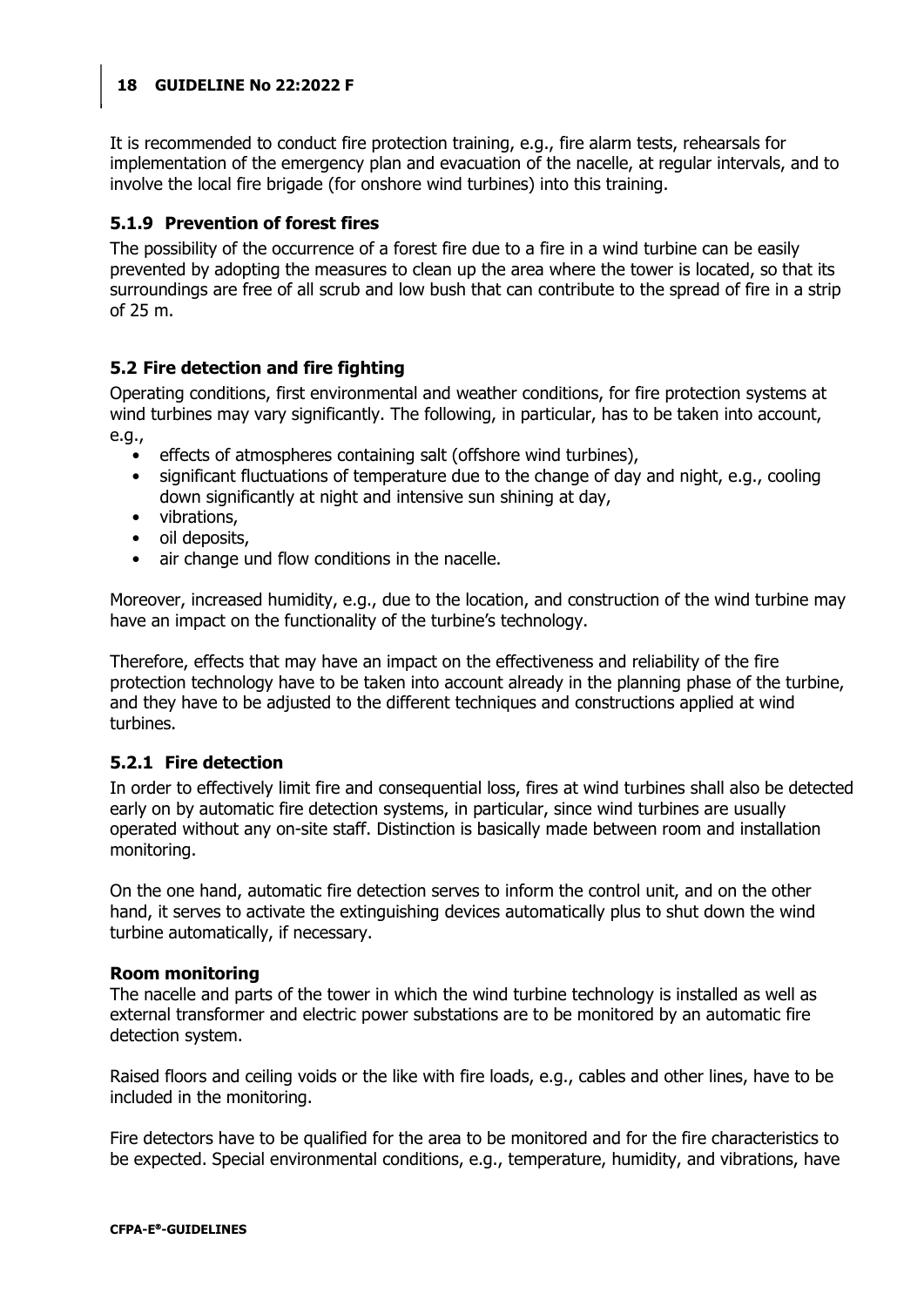It is recommended to conduct fire protection training, e.g., fire alarm tests, rehearsals for implementation of the emergency plan and evacuation of the nacelle, at regular intervals, and to involve the local fire brigade (for onshore wind turbines) into this training.

### 5.1.9 Prevention of forest fires

The possibility of the occurrence of a forest fire due to a fire in a wind turbine can be easily prevented by adopting the measures to clean up the area where the tower is located, so that its surroundings are free of all scrub and low bush that can contribute to the spread of fire in a strip of 25 m.

## 5.2 Fire detection and fire fighting

Operating conditions, first environmental and weather conditions, for fire protection systems at wind turbines may vary significantly. The following, in particular, has to be taken into account, e.g.,

- effects of atmospheres containing salt (offshore wind turbines),
- significant fluctuations of temperature due to the change of day and night, e.g., cooling down significantly at night and intensive sun shining at day,
- vibrations,
- oil deposits,
- air change und flow conditions in the nacelle.

Moreover, increased humidity, e.g., due to the location, and construction of the wind turbine may have an impact on the functionality of the turbine's technology.

Therefore, effects that may have an impact on the effectiveness and reliability of the fire protection technology have to be taken into account already in the planning phase of the turbine, and they have to be adjusted to the different techniques and constructions applied at wind turbines.

### 5.2.1 Fire detection

In order to effectively limit fire and consequential loss, fires at wind turbines shall also be detected early on by automatic fire detection systems, in particular, since wind turbines are usually operated without any on-site staff. Distinction is basically made between room and installation monitoring.

On the one hand, automatic fire detection serves to inform the control unit, and on the other hand, it serves to activate the extinguishing devices automatically plus to shut down the wind turbine automatically, if necessary.

**Room monitoring**

The nacelle and parts of the tower in which the wind turbine technology is installed as well as external transformer and electric power substations are to be monitored by an automatic fire detection system.

Raised floors and ceiling voids or the like with fire loads, e.g., cables and other lines, have to be included in the monitoring.

Fire detectors have to be qualified for the area to be monitored and for the fire characteristics to be expected. Special environmental conditions, e.g., temperature, humidity, and vibrations, have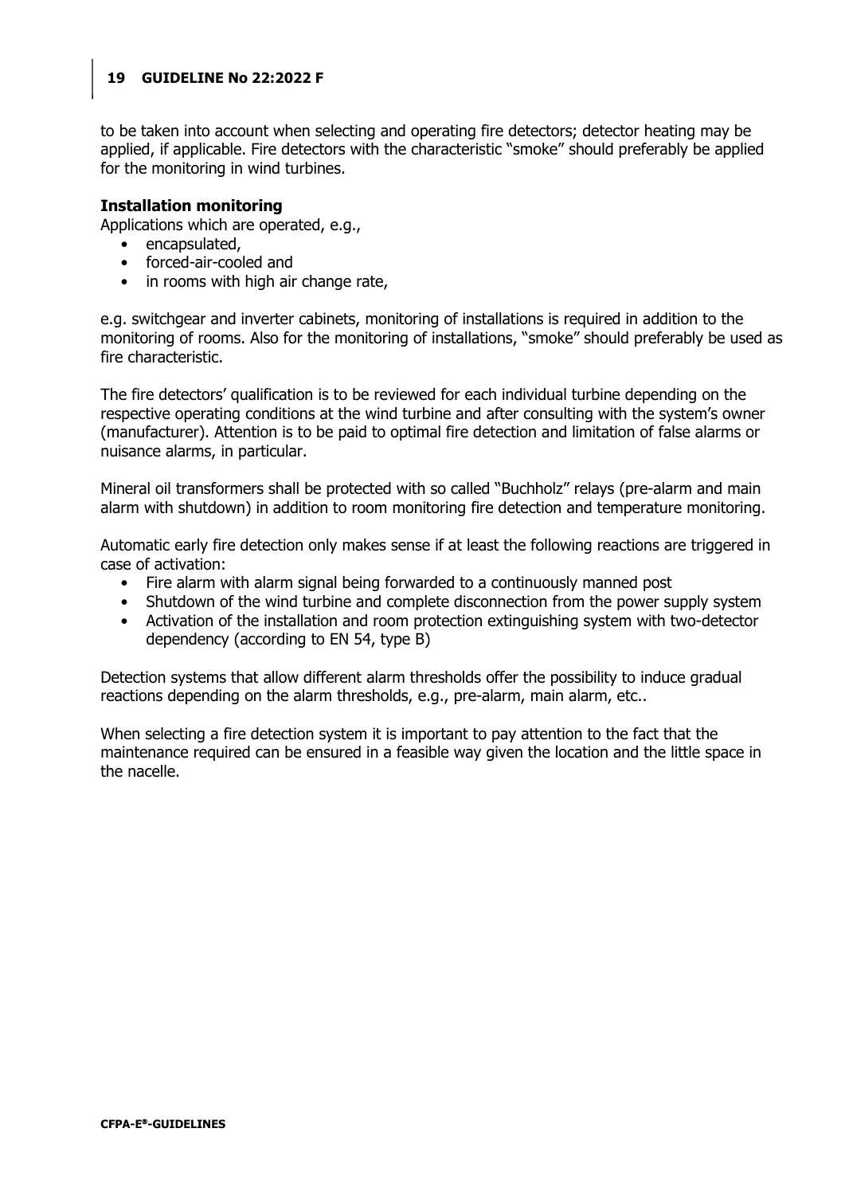to be taken into account when selecting and operating fire detectors; detector heating may be applied, if applicable. Fire detectors with the characteristic "smoke" should preferably be applied for the monitoring in wind turbines.

**Installation monitoring**

Applications which are operated, e.g.,

- encapsulated,
- forced-air-cooled and
- in rooms with high air change rate,

e.g. switchgear and inverter cabinets, monitoring of installations is required in addition to the monitoring of rooms. Also for the monitoring of installations, "smoke" should preferably be used as fire characteristic.

The fire detectors' qualification is to be reviewed for each individual turbine depending on the respective operating conditions at the wind turbine and after consulting with the system's owner (manufacturer). Attention is to be paid to optimal fire detection and limitation of false alarms or nuisance alarms, in particular.

Mineral oil transformers shall be protected with so called "Buchholz" relays (pre-alarm and main alarm with shutdown) in addition to room monitoring fire detection and temperature monitoring.

Automatic early fire detection only makes sense if at least the following reactions are triggered in case of activation:

- Fire alarm with alarm signal being forwarded to a continuously manned post
- Shutdown of the wind turbine and complete disconnection from the power supply system
- Activation of the installation and room protection extinguishing system with two-detector dependency (according to EN 54, type B)

Detection systems that allow different alarm thresholds offer the possibility to induce gradual reactions depending on the alarm thresholds, e.g., pre-alarm, main alarm, etc..

When selecting a fire detection system it is important to pay attention to the fact that the maintenance required can be ensured in a feasible way given the location and the little space in the nacelle.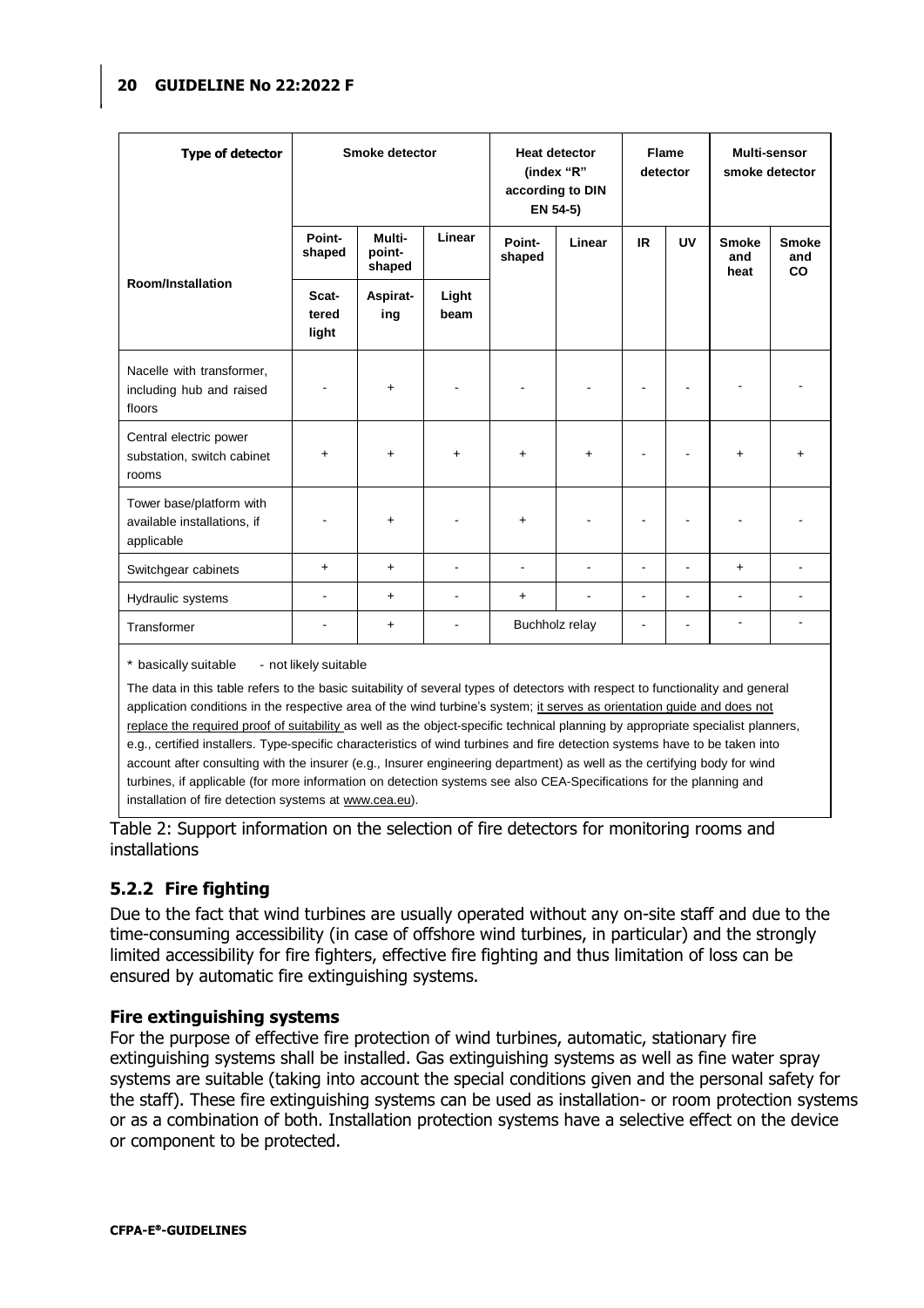| Type of detector | Smoke detector | | | Heat detector (index "R" according to DIN EN 54-5) | | Flame detector | | Multi-sensor smoke detector | |
|---|---|---|---|---|---|---|---|---|---|
| | Point-shaped | Multi-point-shaped | Linear | Point-shaped | Linear | IR | UV | Smoke and heat | Smoke and CO |
| Room/Installation | Scat-tered light | Aspirat-ing | Light beam | | | | | | |
| Nacelle with transformer, including hub and raised floors | - | + | - | - | - | - | - | - | - |
| Central electric power substation, switch cabinet rooms | + | + | + | + | + | - | - | + | + |
| Tower base/platform with available installations, if applicable | - | + | - | + | - | - | - | - | - |
| Switchgear cabinets | + | + | - | - | - | - | - | + | - |
| Hydraulic systems | - | + | - | + | - | - | - | - | - |
| Transformer | - | + | - | Buchholz relay | | - | - | - | - |

* basically suitable - not likely suitable

The data in this table refers to the basic suitability of several types of detectors with respect to functionality and general application conditions in the respective area of the wind turbine's system; it serves as orientation guide and does not replace the required proof of suitability as well as the object-specific technical planning by appropriate specialist planners, e.g., certified installers. Type-specific characteristics of wind turbines and fire detection systems have to be taken into account after consulting with the insurer (e.g., Insurer engineering department) as well as the certifying body for wind turbines, if applicable (for more information on detection systems see also CEA-Specifications for the planning and installation of fire detection systems at www.cea.eu).

Table 2: Support information on the selection of fire detectors for monitoring rooms and installations

### 5.2.2 Fire fighting

Due to the fact that wind turbines are usually operated without any on-site staff and due to the time-consuming accessibility (in case of offshore wind turbines, in particular) and the strongly limited accessibility for fire fighters, effective fire fighting and thus limitation of loss can be ensured by automatic fire extinguishing systems.

#### Fire extinguishing systems

For the purpose of effective fire protection of wind turbines, automatic, stationary fire extinguishing systems shall be installed. Gas extinguishing systems as well as fine water spray systems are suitable (taking into account the special conditions given and the personal safety for the staff). These fire extinguishing systems can be used as installation- or room protection systems or as a combination of both. Installation protection systems have a selective effect on the device or component to be protected.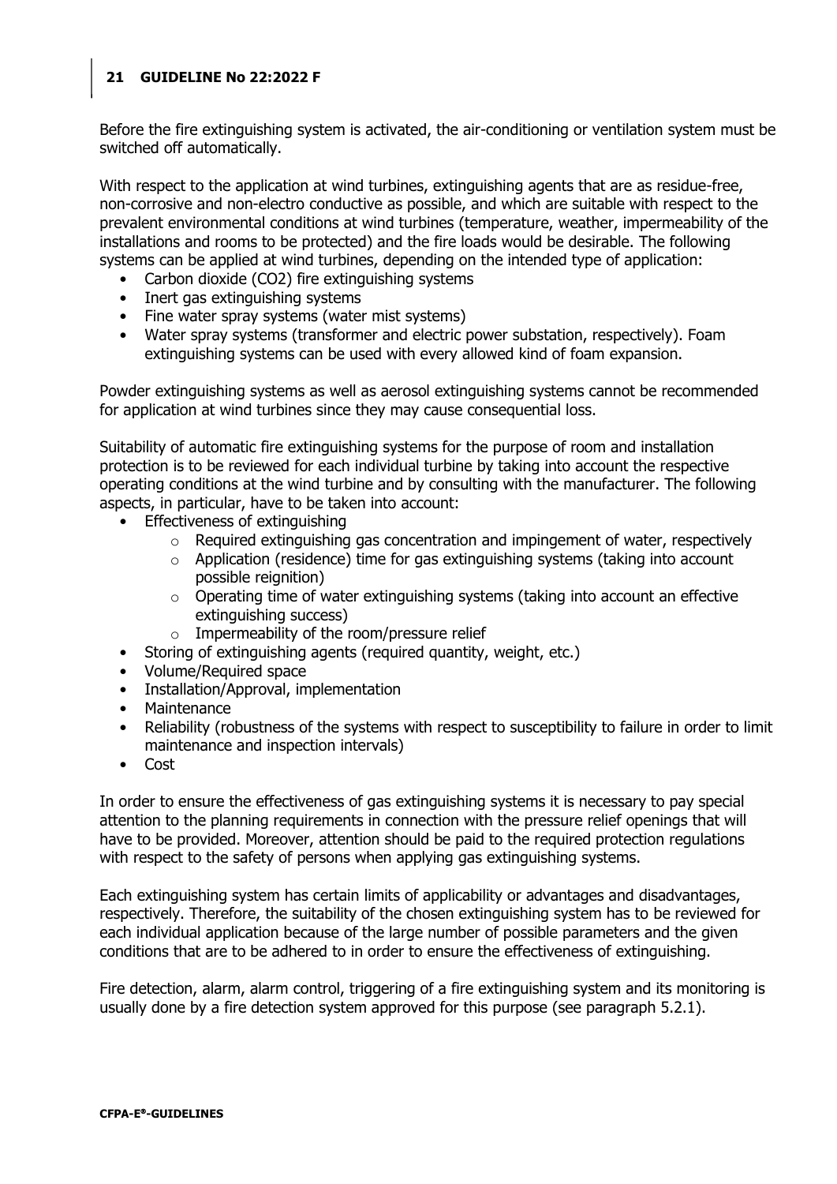Before the fire extinguishing system is activated, the air-conditioning or ventilation system must be switched off automatically.

With respect to the application at wind turbines, extinguishing agents that are as residue-free, non-corrosive and non-electro conductive as possible, and which are suitable with respect to the prevalent environmental conditions at wind turbines (temperature, weather, impermeability of the installations and rooms to be protected) and the fire loads would be desirable. The following systems can be applied at wind turbines, depending on the intended type of application:

- Carbon dioxide ($CO_2$) fire extinguishing systems
- Inert gas extinguishing systems
- Fine water spray systems (water mist systems)
- Water spray systems (transformer and electric power substation, respectively). Foam extinguishing systems can be used with every allowed kind of foam expansion.

Powder extinguishing systems as well as aerosol extinguishing systems cannot be recommended for application at wind turbines since they may cause consequential loss.

Suitability of automatic fire extinguishing systems for the purpose of room and installation protection is to be reviewed for each individual turbine by taking into account the respective operating conditions at the wind turbine and by consulting with the manufacturer. The following aspects, in particular, have to be taken into account:

- Effectiveness of extinguishing
  - Required extinguishing gas concentration and impingement of water, respectively
  - Application (residence) time for gas extinguishing systems (taking into account possible reignition)
  - Operating time of water extinguishing systems (taking into account an effective extinguishing success)
  - Impermeability of the room/pressure relief
- Storing of extinguishing agents (required quantity, weight, etc.)
- Volume/Required space
- Installation/Approval, implementation
- Maintenance
- Reliability (robustness of the systems with respect to susceptibility to failure in order to limit maintenance and inspection intervals)
- Cost

In order to ensure the effectiveness of gas extinguishing systems it is necessary to pay special attention to the planning requirements in connection with the pressure relief openings that will have to be provided. Moreover, attention should be paid to the required protection regulations with respect to the safety of persons when applying gas extinguishing systems.

Each extinguishing system has certain limits of applicability or advantages and disadvantages, respectively. Therefore, the suitability of the chosen extinguishing system has to be reviewed for each individual application because of the large number of possible parameters and the given conditions that are to be adhered to in order to ensure the effectiveness of extinguishing.

Fire detection, alarm, alarm control, triggering of a fire extinguishing system and its monitoring is usually done by a fire detection system approved for this purpose (see paragraph 5.2.1).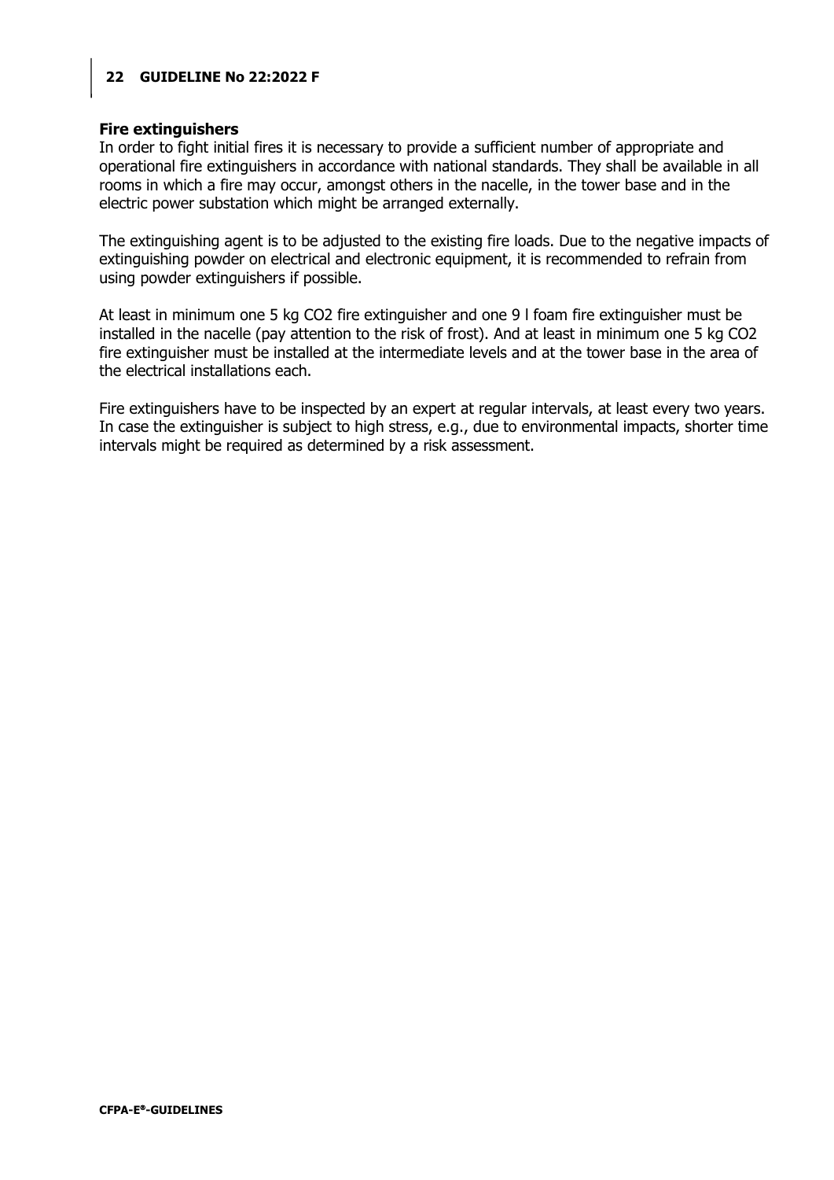**Fire extinguishers**

In order to fight initial fires it is necessary to provide a sufficient number of appropriate and operational fire extinguishers in accordance with national standards. They shall be available in all rooms in which a fire may occur, amongst others in the nacelle, in the tower base and in the electric power substation which might be arranged externally.

The extinguishing agent is to be adjusted to the existing fire loads. Due to the negative impacts of extinguishing powder on electrical and electronic equipment, it is recommended to refrain from using powder extinguishers if possible.

At least in minimum one 5 kg $CO_2$ fire extinguisher and one 9 l foam fire extinguisher must be installed in the nacelle (pay attention to the risk of frost). And at least in minimum one 5 kg $CO_2$ fire extinguisher must be installed at the intermediate levels and at the tower base in the area of the electrical installations each.

Fire extinguishers have to be inspected by an expert at regular intervals, at least every two years. In case the extinguisher is subject to high stress, e.g., due to environmental impacts, shorter time intervals might be required as determined by a risk assessment.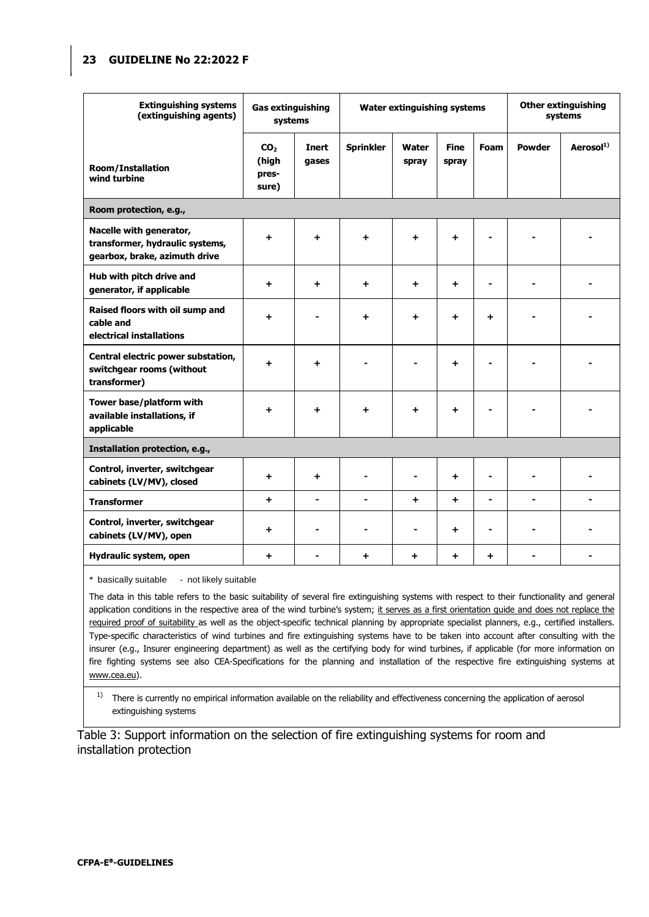| Extinguishing systems (extinguishing agents) | Gas extinguishing systems | | Water extinguishing systems | | | | Other extinguishing systems | |
|---|---|---|---|---|---|---|---|---|
| **Room/Installation wind turbine** | $CO_2$ (high pressure) | Inert gases | Sprinkler | Water spray | Fine spray | Foam | Powder | Aerosol[1] |
| **Room protection, e.g.,** | | | | | | | | |
| **Nacelle with generator, transformer, hydraulic systems, gearbox, brake, azimuth drive** | + | + | + | + | + | - | - | - |
| **Hub with pitch drive and generator, if applicable** | + | + | + | + | + | - | - | - |
| **Raised floors with oil sump and cable and electrical installations** | + | - | + | + | + | + | - | - |
| **Central electric power substation, switchgear rooms (without transformer)** | + | + | - | - | + | - | - | - |
| **Tower base/platform with available installations, if applicable** | + | + | + | + | + | - | - | - |
| **Installation protection, e.g.,** | | | | | | | | |
| **Control, inverter, switchgear cabinets (LV/MV), closed** | + | + | - | - | + | - | - | - |
| **Transformer** | + | - | - | + | + | - | - | - |
| **Control, inverter, switchgear cabinets (LV/MV), open** | + | - | - | - | + | - | - | - |
| **Hydraulic system, open** | + | - | + | + | + | + | - | - |

* basically suitable   - not likely suitable

The data in this table refers to the basic suitability of several fire extinguishing systems with respect to their functionality and general application conditions in the respective area of the wind turbine's system; it serves as a first orientation guide and does not replace the required proof of suitability as well as the object-specific technical planning by appropriate specialist planners, e.g., certified installers. Type-specific characteristics of wind turbines and fire extinguishing systems have to be taken into account after consulting with the insurer (e.g., Insurer engineering department) as well as the certifying body for wind turbines, if applicable (for more information on fire fighting systems see also CEA-Specifications for the planning and installation of the respective fire extinguishing systems at www.cea.eu).

[1] There is currently no empirical information available on the reliability and effectiveness concerning the application of aerosol extinguishing systems

Table 3: Support information on the selection of fire extinguishing systems for room and installation protection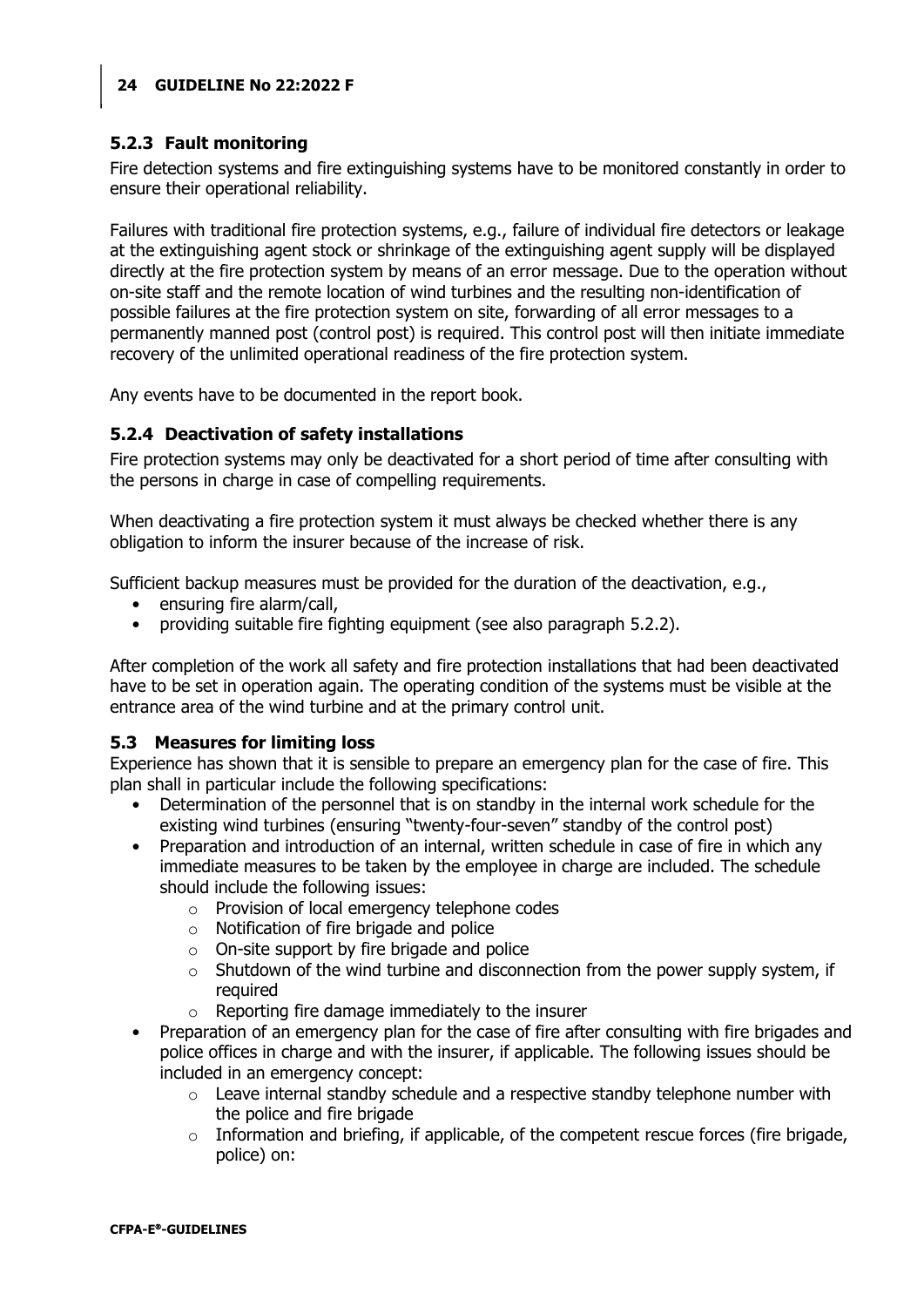### 5.2.3 Fault monitoring

Fire detection systems and fire extinguishing systems have to be monitored constantly in order to ensure their operational reliability.

Failures with traditional fire protection systems, e.g., failure of individual fire detectors or leakage at the extinguishing agent stock or shrinkage of the extinguishing agent supply will be displayed directly at the fire protection system by means of an error message. Due to the operation without on-site staff and the remote location of wind turbines and the resulting non-identification of possible failures at the fire protection system on site, forwarding of all error messages to a permanently manned post (control post) is required. This control post will then initiate immediate recovery of the unlimited operational readiness of the fire protection system.

Any events have to be documented in the report book.

### 5.2.4 Deactivation of safety installations

Fire protection systems may only be deactivated for a short period of time after consulting with the persons in charge in case of compelling requirements.

When deactivating a fire protection system it must always be checked whether there is any obligation to inform the insurer because of the increase of risk.

Sufficient backup measures must be provided for the duration of the deactivation, e.g.,

- ensuring fire alarm/call,
- providing suitable fire fighting equipment (see also paragraph 5.2.2).

After completion of the work all safety and fire protection installations that had been deactivated have to be set in operation again. The operating condition of the systems must be visible at the entrance area of the wind turbine and at the primary control unit.

## 5.3 Measures for limiting loss

Experience has shown that it is sensible to prepare an emergency plan for the case of fire. This plan shall in particular include the following specifications:

- Determination of the personnel that is on standby in the internal work schedule for the existing wind turbines (ensuring "twenty-four-seven" standby of the control post)
- Preparation and introduction of an internal, written schedule in case of fire in which any immediate measures to be taken by the employee in charge are included. The schedule should include the following issues:
  - Provision of local emergency telephone codes
  - Notification of fire brigade and police
  - On-site support by fire brigade and police
  - Shutdown of the wind turbine and disconnection from the power supply system, if required
  - Reporting fire damage immediately to the insurer
- Preparation of an emergency plan for the case of fire after consulting with fire brigades and police offices in charge and with the insurer, if applicable. The following issues should be included in an emergency concept:
  - Leave internal standby schedule and a respective standby telephone number with the police and fire brigade
  - Information and briefing, if applicable, of the competent rescue forces (fire brigade, police) on: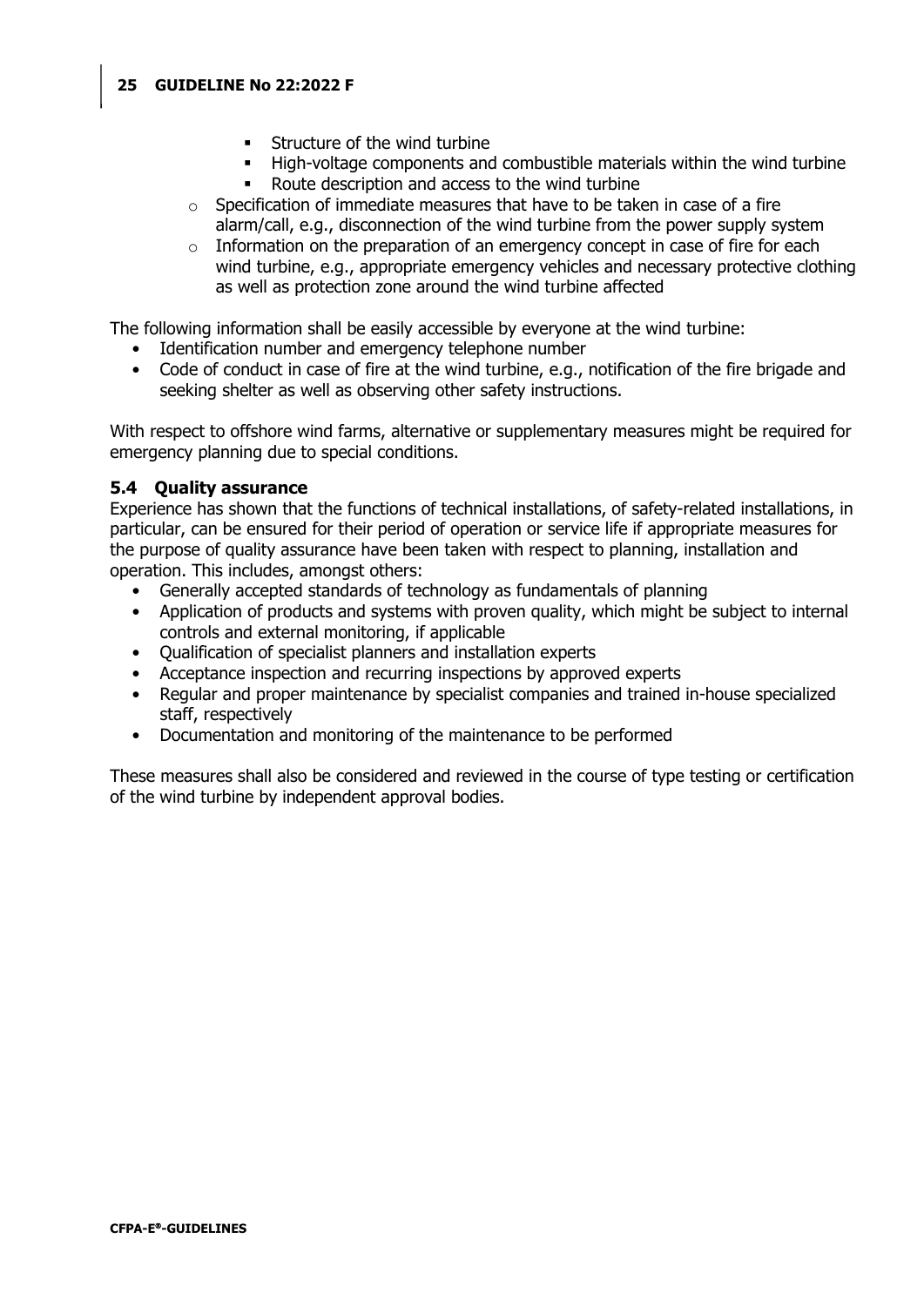- Structure of the wind turbine
        - High-voltage components and combustible materials within the wind turbine
        - Route description and access to the wind turbine
    - Specification of immediate measures that have to be taken in case of a fire alarm/call, e.g., disconnection of the wind turbine from the power supply system
    - Information on the preparation of an emergency concept in case of fire for each wind turbine, e.g., appropriate emergency vehicles and necessary protective clothing as well as protection zone around the wind turbine affected

The following information shall be easily accessible by everyone at the wind turbine:

- Identification number and emergency telephone number
- Code of conduct in case of fire at the wind turbine, e.g., notification of the fire brigade and seeking shelter as well as observing other safety instructions.

With respect to offshore wind farms, alternative or supplementary measures might be required for emergency planning due to special conditions.

### 5.4 Quality assurance

Experience has shown that the functions of technical installations, of safety-related installations, in particular, can be ensured for their period of operation or service life if appropriate measures for the purpose of quality assurance have been taken with respect to planning, installation and operation. This includes, amongst others:

- Generally accepted standards of technology as fundamentals of planning
- Application of products and systems with proven quality, which might be subject to internal controls and external monitoring, if applicable
- Qualification of specialist planners and installation experts
- Acceptance inspection and recurring inspections by approved experts
- Regular and proper maintenance by specialist companies and trained in-house specialized staff, respectively
- Documentation and monitoring of the maintenance to be performed

These measures shall also be considered and reviewed in the course of type testing or certification of the wind turbine by independent approval bodies.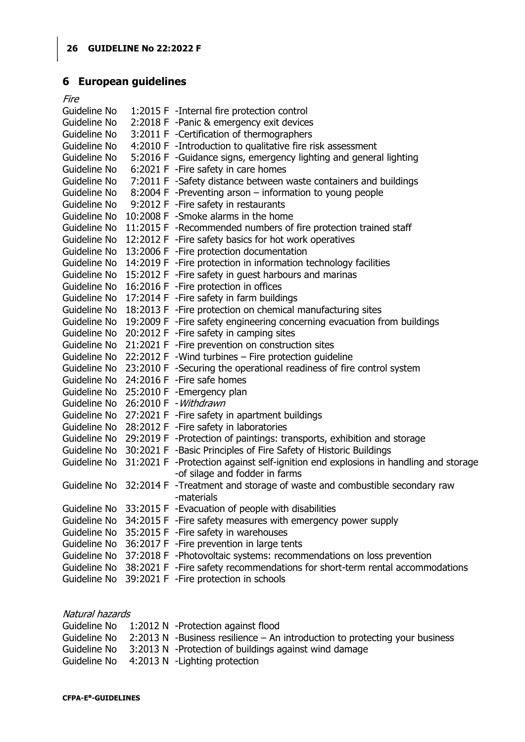## 6 European guidelines

*Fire*

Guideline No 1:2015 F -Internal fire protection control
Guideline No 2:2018 F -Panic & emergency exit devices
Guideline No 3:2011 F -Certification of thermographers
Guideline No 4:2010 F -Introduction to qualitative fire risk assessment
Guideline No 5:2016 F -Guidance signs, emergency lighting and general lighting
Guideline No 6:2021 F -Fire safety in care homes
Guideline No 7:2011 F -Safety distance between waste containers and buildings
Guideline No 8:2004 F -Preventing arson – information to young people
Guideline No 9:2012 F -Fire safety in restaurants
Guideline No 10:2008 F -Smoke alarms in the home
Guideline No 11:2015 F -Recommended numbers of fire protection trained staff
Guideline No 12:2012 F -Fire safety basics for hot work operatives
Guideline No 13:2006 F -Fire protection documentation
Guideline No 14:2019 F -Fire protection in information technology facilities
Guideline No 15:2012 F -Fire safety in guest harbours and marinas
Guideline No 16:2016 F -Fire protection in offices
Guideline No 17:2014 F -Fire safety in farm buildings
Guideline No 18:2013 F -Fire protection on chemical manufacturing sites
Guideline No 19:2009 F -Fire safety engineering concerning evacuation from buildings
Guideline No 20:2012 F -Fire safety in camping sites
Guideline No 21:2021 F -Fire prevention on construction sites
Guideline No 22:2012 F -Wind turbines – Fire protection guideline
Guideline No 23:2010 F -Securing the operational readiness of fire control system
Guideline No 24:2016 F -Fire safe homes
Guideline No 25:2010 F -Emergency plan
Guideline No 26:2010 F -*Withdrawn*
Guideline No 27:2021 F -Fire safety in apartment buildings
Guideline No 28:2012 F -Fire safety in laboratories
Guideline No 29:2019 F -Protection of paintings: transports, exhibition and storage
Guideline No 30:2021 F -Basic Principles of Fire Safety of Historic Buildings
Guideline No 31:2021 F -Protection against self-ignition end explosions in handling and storage -of silage and fodder in farms
Guideline No 32:2014 F -Treatment and storage of waste and combustible secondary raw -materials
Guideline No 33:2015 F -Evacuation of people with disabilities
Guideline No 34:2015 F -Fire safety measures with emergency power supply
Guideline No 35:2015 F -Fire safety in warehouses
Guideline No 36:2017 F -Fire prevention in large tents
Guideline No 37:2018 F -Photovoltaic systems: recommendations on loss prevention
Guideline No 38:2021 F -Fire safety recommendations for short-term rental accommodations
Guideline No 39:2021 F -Fire protection in schools

*Natural hazards*

Guideline No 1:2012 N -Protection against flood
Guideline No 2:2013 N -Business resilience – An introduction to protecting your business
Guideline No 3:2013 N -Protection of buildings against wind damage
Guideline No 4:2013 N -Lighting protection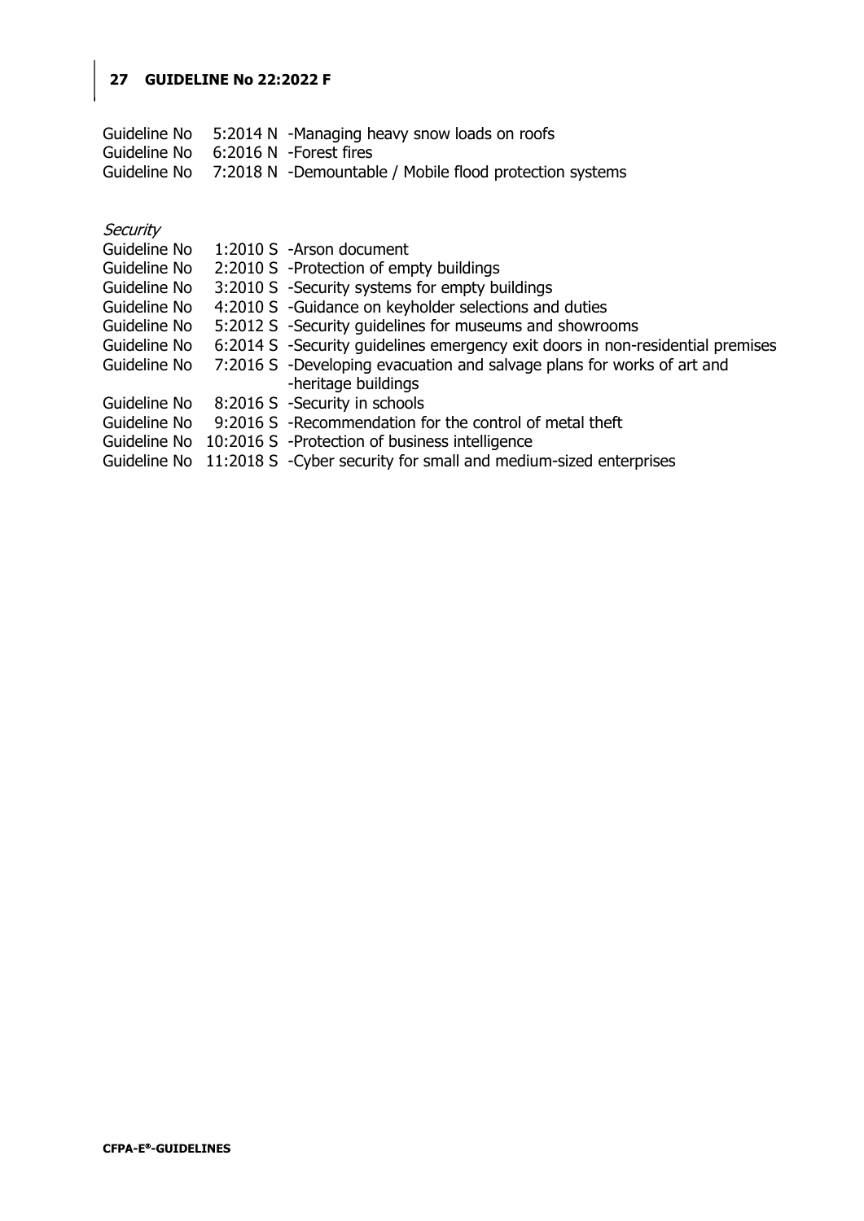Guideline No 5:2014 N -Managing heavy snow loads on roofs
Guideline No 6:2016 N -Forest fires
Guideline No 7:2018 N -Demountable / Mobile flood protection systems

*Security*

Guideline No 1:2010 S -Arson document
Guideline No 2:2010 S -Protection of empty buildings
Guideline No 3:2010 S -Security systems for empty buildings
Guideline No 4:2010 S -Guidance on keyholder selections and duties
Guideline No 5:2012 S -Security guidelines for museums and showrooms
Guideline No 6:2014 S -Security guidelines emergency exit doors in non-residential premises
Guideline No 7:2016 S -Developing evacuation and salvage plans for works of art and -heritage buildings
Guideline No 8:2016 S -Security in schools
Guideline No 9:2016 S -Recommendation for the control of metal theft
Guideline No 10:2016 S -Protection of business intelligence
Guideline No 11:2018 S -Cyber security for small and medium-sized enterprises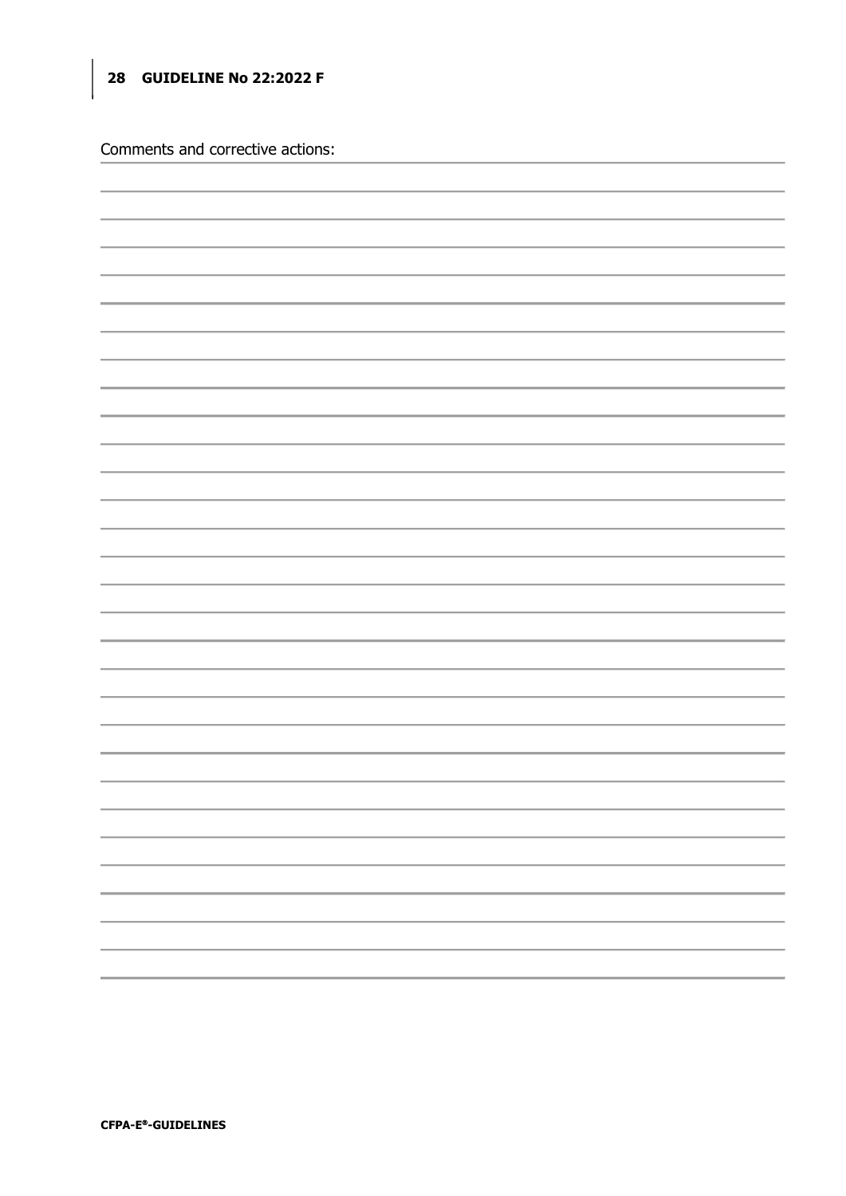Comments and corrective actions: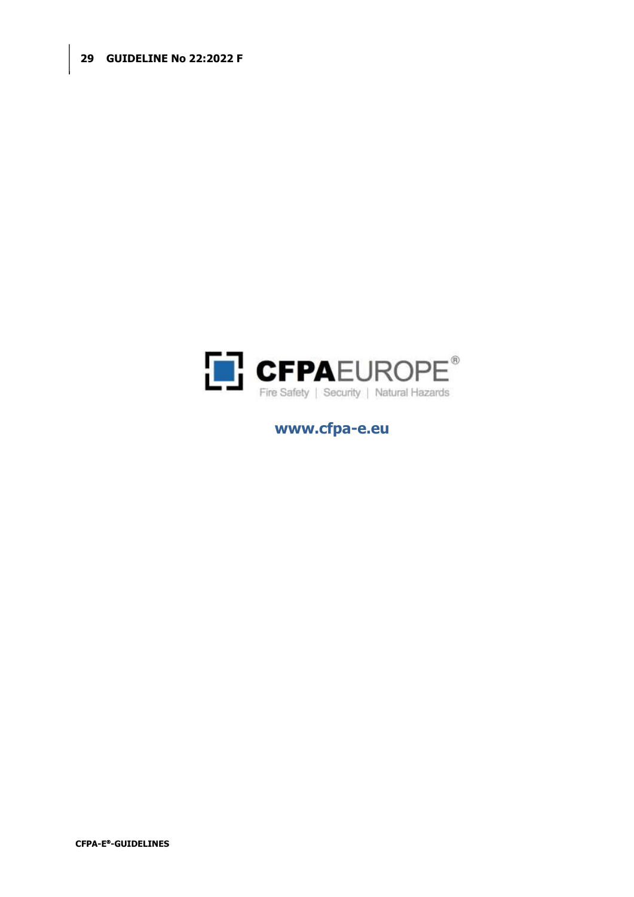CFPA EUROPE®

Fire Safety | Security | Natural Hazards

**www.cfpa-e.eu**